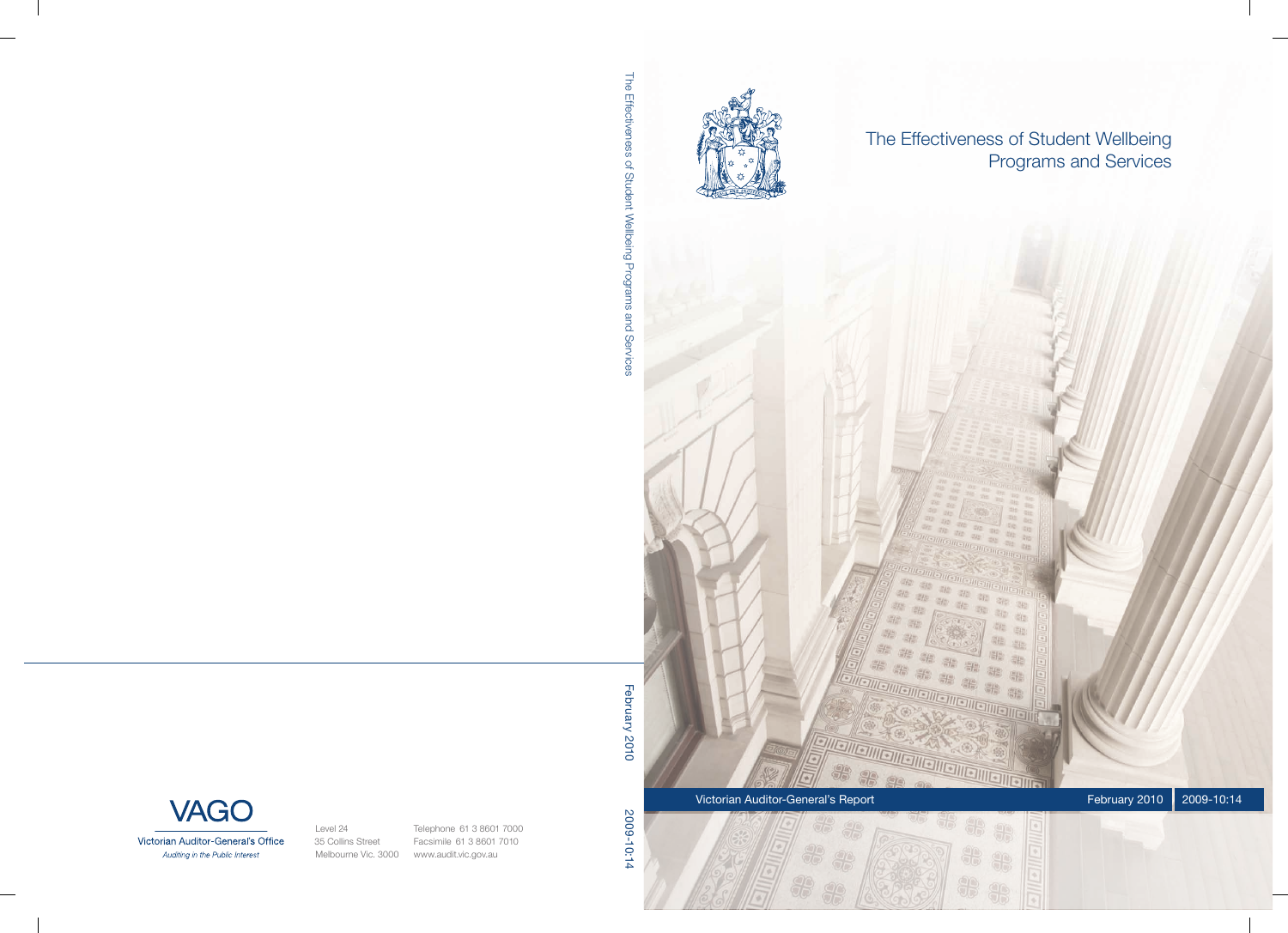# The Effectiveness of Student Wellbeing Programs and Services

Victorian Auditor-General's Report

February 2010

2009-10:14

The Effectiveness of Student Wellbeing Programs and Services

February 2010

2009-10:14

VAGO

Victorian Auditor-General's Office

*Auditing in the Public Interest*

Level 24
35 Collins Street
Melbourne Vic. 3000

Telephone 61 3 8601 7000
Facsimile 61 3 8601 7010
www.audit.vic.gov.au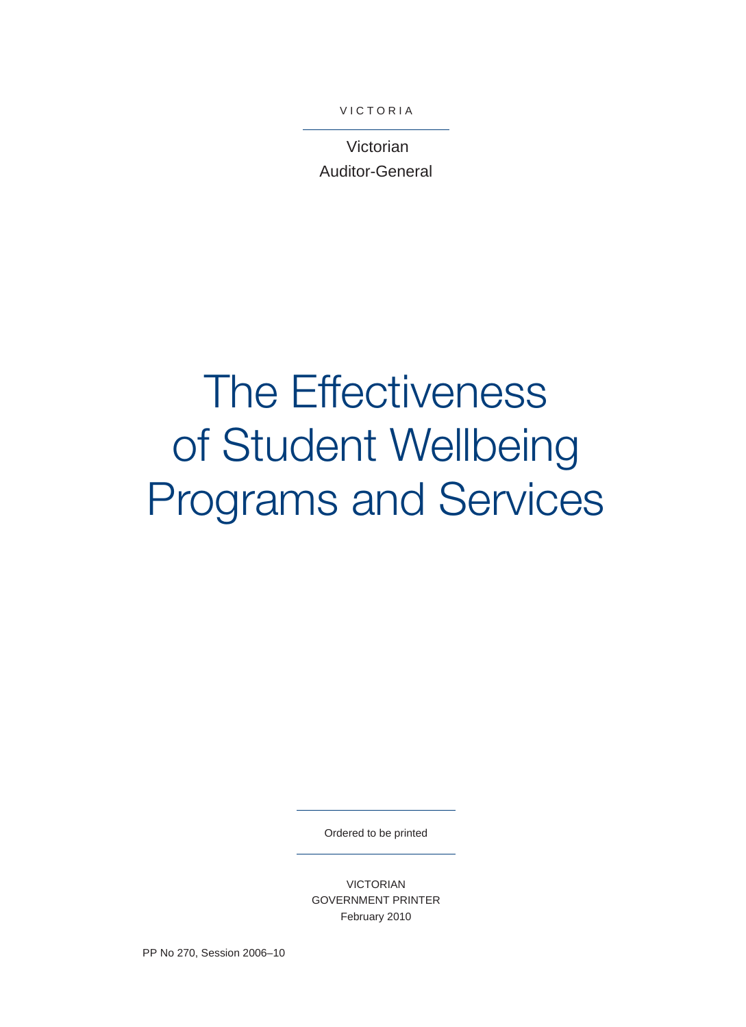VICTORIA

Victorian Auditor-General

# The Effectiveness of Student Wellbeing Programs and Services

Ordered to be printed

VICTORIAN GOVERNMENT PRINTER
February 2010

PP No 270, Session 2006–10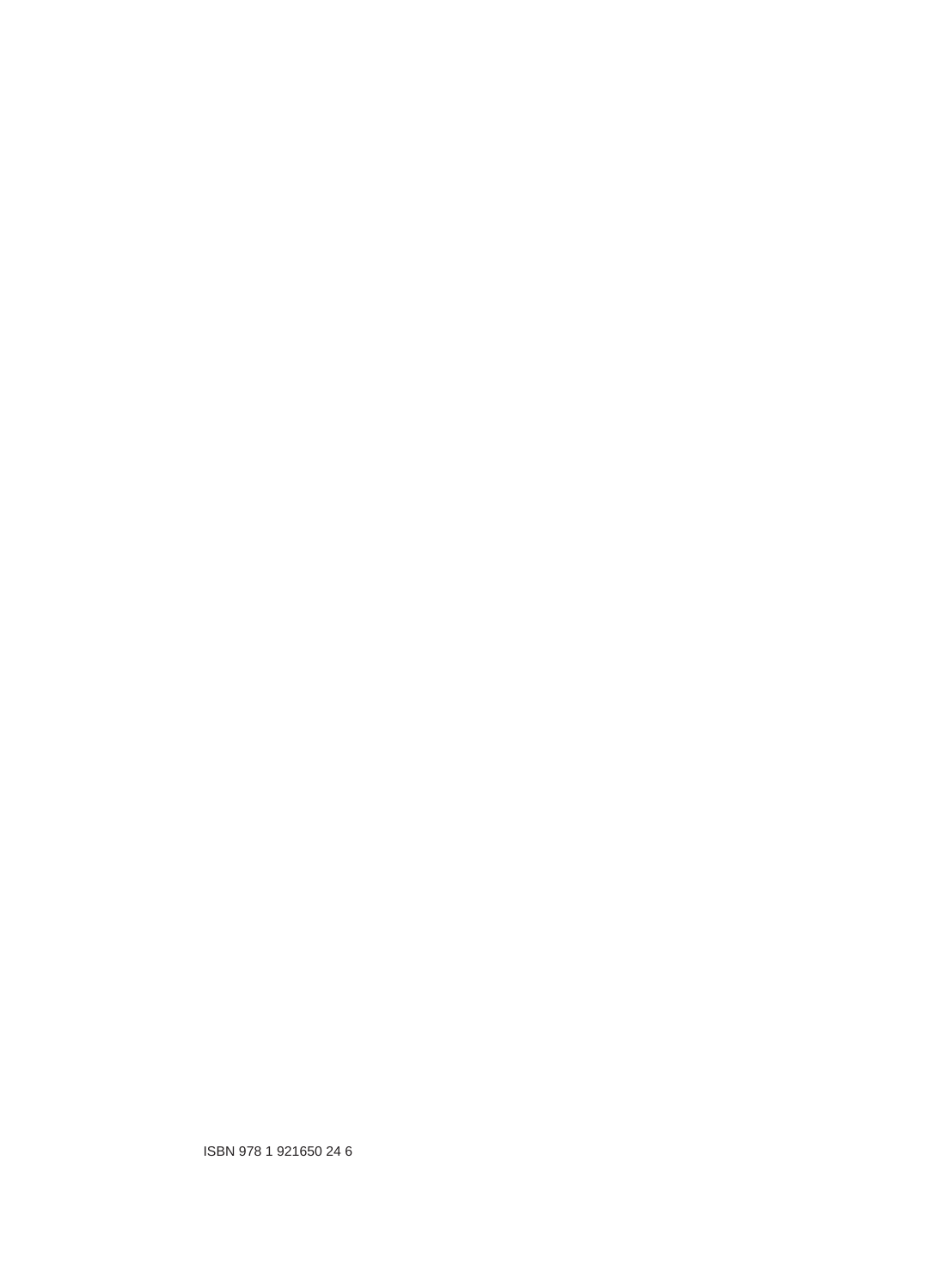ISBN 978 1 921650 24 6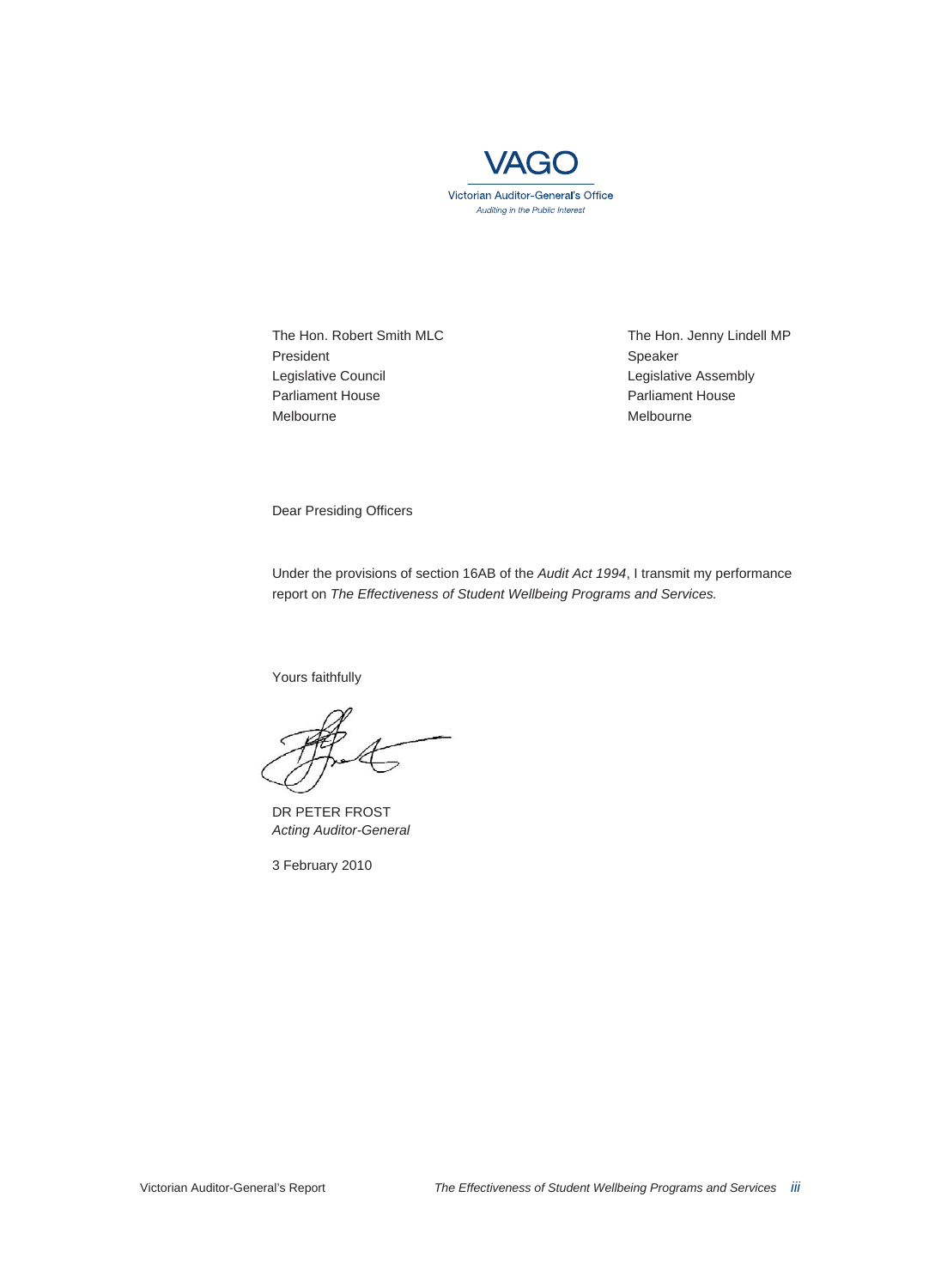VAGO

Victorian Auditor-General's Office

*Auditing in the Public Interest*

The Hon. Robert Smith MLC
President
Legislative Council
Parliament House
Melbourne

The Hon. Jenny Lindell MP
Speaker
Legislative Assembly
Parliament House
Melbourne

Dear Presiding Officers

Under the provisions of section 16AB of the *Audit Act 1994*, I transmit my performance report on *The Effectiveness of Student Wellbeing Programs and Services.*

Yours faithfully

DR PETER FROST
*Acting Auditor-General*

3 February 2010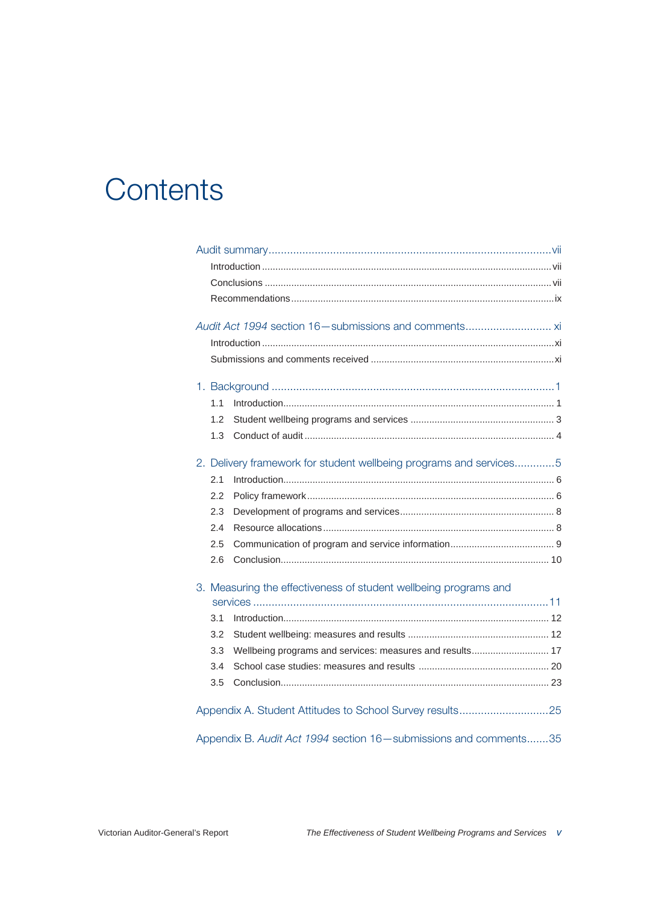# Contents

Audit summary ........................................................................................vii

- Introduction ........................................................................................vii
- Conclusions ........................................................................................vii
- Recommendations ................................................................................ix

*Audit Act 1994* section 16—submissions and comments ........................... xi

- Introduction ........................................................................................xi
- Submissions and comments received .......................................................xi

1. Background ........................................................................................1
   - 1.1 Introduction........................................................................................ 1
   - 1.2 Student wellbeing programs and services ...................................................... 3
   - 1.3 Conduct of audit ........................................................................................ 4

2. Delivery framework for student wellbeing programs and services.............5
   - 2.1 Introduction........................................................................................ 6
   - 2.2 Policy framework........................................................................................ 6
   - 2.3 Development of programs and services........................................................ 8
   - 2.4 Resource allocations........................................................................................ 8
   - 2.5 Communication of program and service information....................................... 9
   - 2.6 Conclusion........................................................................................ 10

3. Measuring the effectiveness of student wellbeing programs and services ........................................................................................11
   - 3.1 Introduction........................................................................................ 12
   - 3.2 Student wellbeing: measures and results ..................................................... 12
   - 3.3 Wellbeing programs and services: measures and results............................. 17
   - 3.4 School case studies: measures and results ................................................ 20
   - 3.5 Conclusion........................................................................................ 23

Appendix A. Student Attitudes to School Survey results.............................25

Appendix B. *Audit Act 1994* section 16—submissions and comments.......35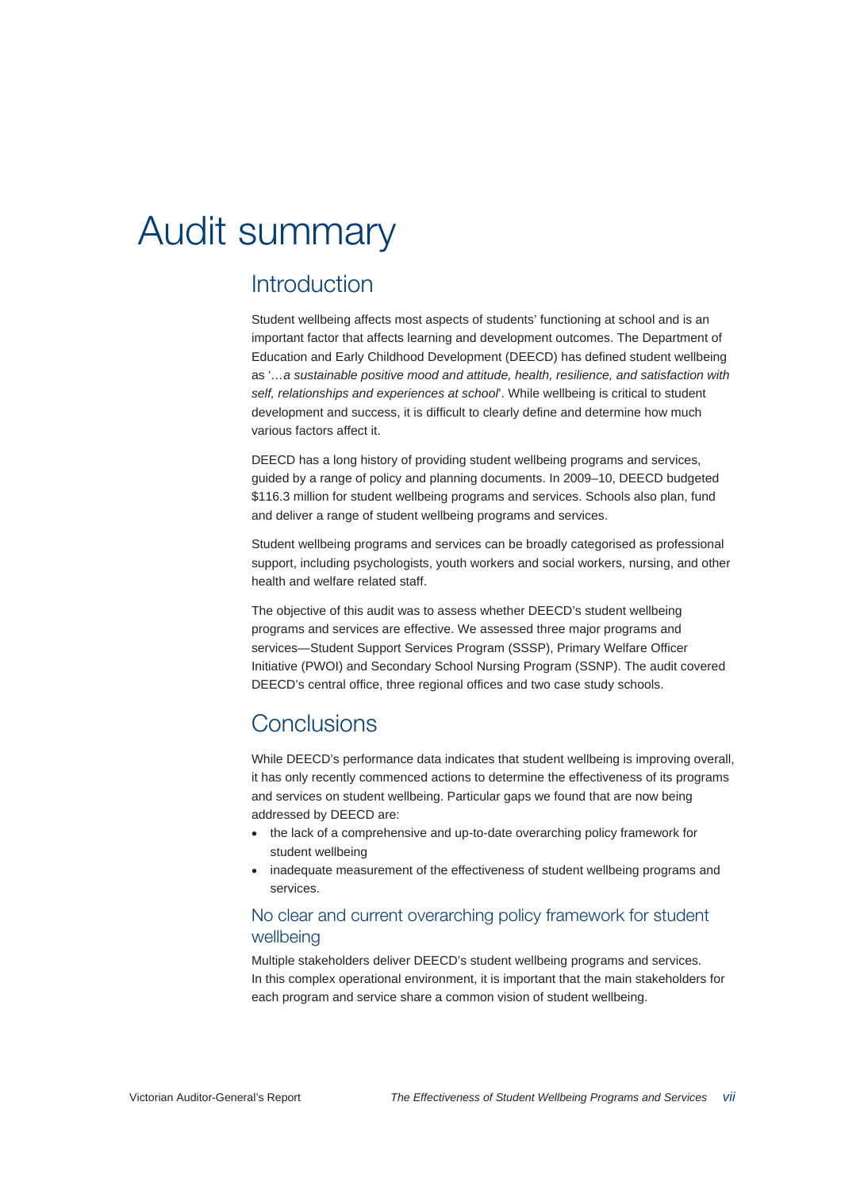# Audit summary

## Introduction

Student wellbeing affects most aspects of students' functioning at school and is an important factor that affects learning and development outcomes. The Department of Education and Early Childhood Development (DEECD) has defined student wellbeing as '*…a sustainable positive mood and attitude, health, resilience, and satisfaction with self, relationships and experiences at school*'. While wellbeing is critical to student development and success, it is difficult to clearly define and determine how much various factors affect it.

DEECD has a long history of providing student wellbeing programs and services, guided by a range of policy and planning documents. In 2009–10, DEECD budgeted $116.3 million for student wellbeing programs and services. Schools also plan, fund and deliver a range of student wellbeing programs and services.

Student wellbeing programs and services can be broadly categorised as professional support, including psychologists, youth workers and social workers, nursing, and other health and welfare related staff.

The objective of this audit was to assess whether DEECD's student wellbeing programs and services are effective. We assessed three major programs and services—Student Support Services Program (SSSP), Primary Welfare Officer Initiative (PWOI) and Secondary School Nursing Program (SSNP). The audit covered DEECD's central office, three regional offices and two case study schools.

## Conclusions

While DEECD's performance data indicates that student wellbeing is improving overall, it has only recently commenced actions to determine the effectiveness of its programs and services on student wellbeing. Particular gaps we found that are now being addressed by DEECD are:

- the lack of a comprehensive and up-to-date overarching policy framework for student wellbeing
- inadequate measurement of the effectiveness of student wellbeing programs and services.

### No clear and current overarching policy framework for student wellbeing

Multiple stakeholders deliver DEECD's student wellbeing programs and services. In this complex operational environment, it is important that the main stakeholders for each program and service share a common vision of student wellbeing.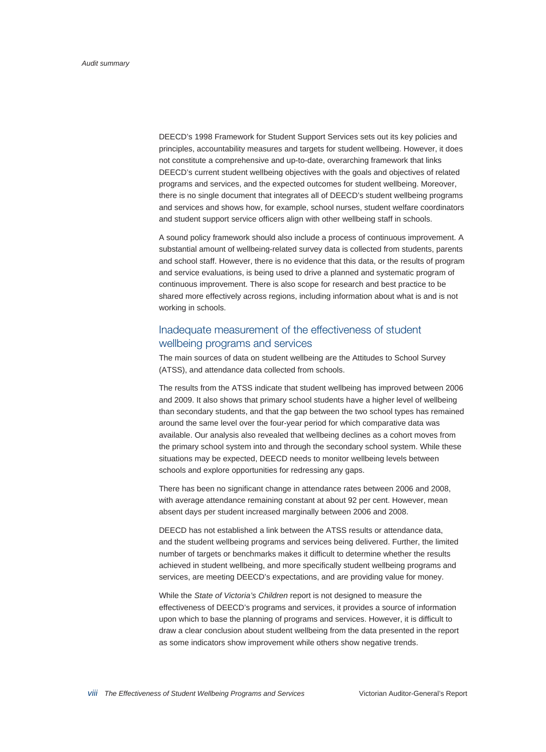DEECD's 1998 Framework for Student Support Services sets out its key policies and principles, accountability measures and targets for student wellbeing. However, it does not constitute a comprehensive and up-to-date, overarching framework that links DEECD's current student wellbeing objectives with the goals and objectives of related programs and services, and the expected outcomes for student wellbeing. Moreover, there is no single document that integrates all of DEECD's student wellbeing programs and services and shows how, for example, school nurses, student welfare coordinators and student support service officers align with other wellbeing staff in schools.

A sound policy framework should also include a process of continuous improvement. A substantial amount of wellbeing-related survey data is collected from students, parents and school staff. However, there is no evidence that this data, or the results of program and service evaluations, is being used to drive a planned and systematic program of continuous improvement. There is also scope for research and best practice to be shared more effectively across regions, including information about what is and is not working in schools.

## Inadequate measurement of the effectiveness of student wellbeing programs and services

The main sources of data on student wellbeing are the Attitudes to School Survey (ATSS), and attendance data collected from schools.

The results from the ATSS indicate that student wellbeing has improved between 2006 and 2009. It also shows that primary school students have a higher level of wellbeing than secondary students, and that the gap between the two school types has remained around the same level over the four-year period for which comparative data was available. Our analysis also revealed that wellbeing declines as a cohort moves from the primary school system into and through the secondary school system. While these situations may be expected, DEECD needs to monitor wellbeing levels between schools and explore opportunities for redressing any gaps.

There has been no significant change in attendance rates between 2006 and 2008, with average attendance remaining constant at about 92 per cent. However, mean absent days per student increased marginally between 2006 and 2008.

DEECD has not established a link between the ATSS results or attendance data, and the student wellbeing programs and services being delivered. Further, the limited number of targets or benchmarks makes it difficult to determine whether the results achieved in student wellbeing, and more specifically student wellbeing programs and services, are meeting DEECD's expectations, and are providing value for money.

While the *State of Victoria's Children* report is not designed to measure the effectiveness of DEECD's programs and services, it provides a source of information upon which to base the planning of programs and services. However, it is difficult to draw a clear conclusion about student wellbeing from the data presented in the report as some indicators show improvement while others show negative trends.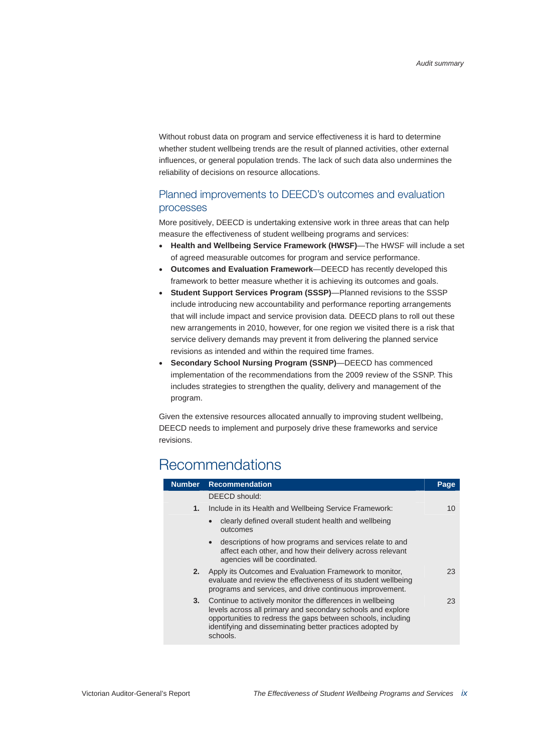Without robust data on program and service effectiveness it is hard to determine whether student wellbeing trends are the result of planned activities, other external influences, or general population trends. The lack of such data also undermines the reliability of decisions on resource allocations.

### Planned improvements to DEECD's outcomes and evaluation processes

More positively, DEECD is undertaking extensive work in three areas that can help measure the effectiveness of student wellbeing programs and services:

- **Health and Wellbeing Service Framework (HWSF)**—The HWSF will include a set of agreed measurable outcomes for program and service performance.
- **Outcomes and Evaluation Framework**—DEECD has recently developed this framework to better measure whether it is achieving its outcomes and goals.
- **Student Support Services Program (SSSP)**—Planned revisions to the SSSP include introducing new accountability and performance reporting arrangements that will include impact and service provision data. DEECD plans to roll out these new arrangements in 2010, however, for one region we visited there is a risk that service delivery demands may prevent it from delivering the planned service revisions as intended and within the required time frames.
- **Secondary School Nursing Program (SSNP)**—DEECD has commenced implementation of the recommendations from the 2009 review of the SSNP. This includes strategies to strengthen the quality, delivery and management of the program.

Given the extensive resources allocated annually to improving student wellbeing, DEECD needs to implement and purposely drive these frameworks and service revisions.

## Recommendations

| Number | Recommendation | Page |
|---|---|---|
| | DEECD should: | |
| **1.** | Include in its Health and Wellbeing Service Framework:<br>• clearly defined overall student health and wellbeing outcomes<br>• descriptions of how programs and services relate to and affect each other, and how their delivery across relevant agencies will be coordinated. | 10 |
| **2.** | Apply its Outcomes and Evaluation Framework to monitor, evaluate and review the effectiveness of its student wellbeing programs and services, and drive continuous improvement. | 23 |
| **3.** | Continue to actively monitor the differences in wellbeing levels across all primary and secondary schools and explore opportunities to redress the gaps between schools, including identifying and disseminating better practices adopted by schools. | 23 |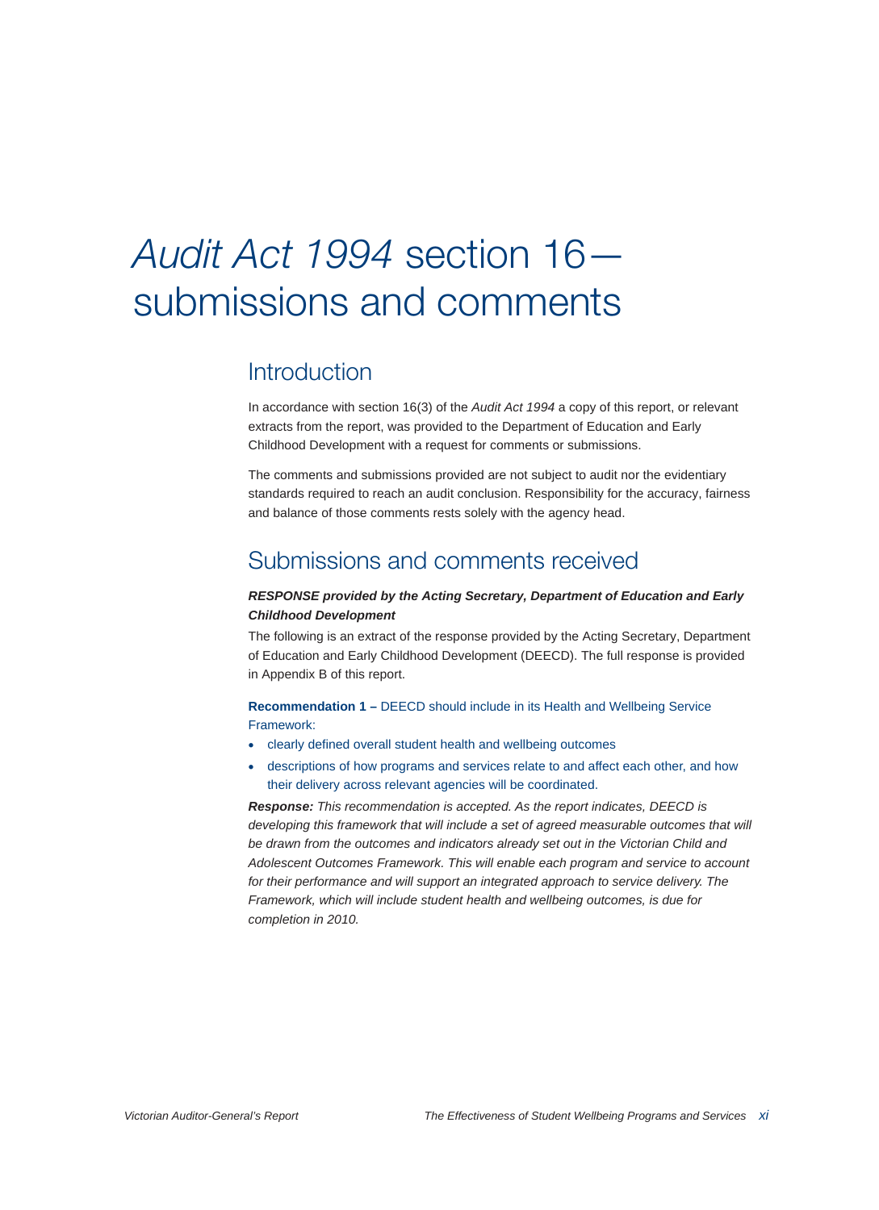# *Audit Act 1994* section 16—submissions and comments

## Introduction

In accordance with section 16(3) of the *Audit Act 1994* a copy of this report, or relevant extracts from the report, was provided to the Department of Education and Early Childhood Development with a request for comments or submissions.

The comments and submissions provided are not subject to audit nor the evidentiary standards required to reach an audit conclusion. Responsibility for the accuracy, fairness and balance of those comments rests solely with the agency head.

## Submissions and comments received

***RESPONSE provided by the Acting Secretary, Department of Education and Early Childhood Development***

The following is an extract of the response provided by the Acting Secretary, Department of Education and Early Childhood Development (DEECD). The full response is provided in Appendix B of this report.

**Recommendation 1 –** DEECD should include in its Health and Wellbeing Service Framework:

- clearly defined overall student health and wellbeing outcomes
- descriptions of how programs and services relate to and affect each other, and how their delivery across relevant agencies will be coordinated.

***Response:*** *This recommendation is accepted. As the report indicates, DEECD is developing this framework that will include a set of agreed measurable outcomes that will be drawn from the outcomes and indicators already set out in the Victorian Child and Adolescent Outcomes Framework. This will enable each program and service to account for their performance and will support an integrated approach to service delivery. The Framework, which will include student health and wellbeing outcomes, is due for completion in 2010.*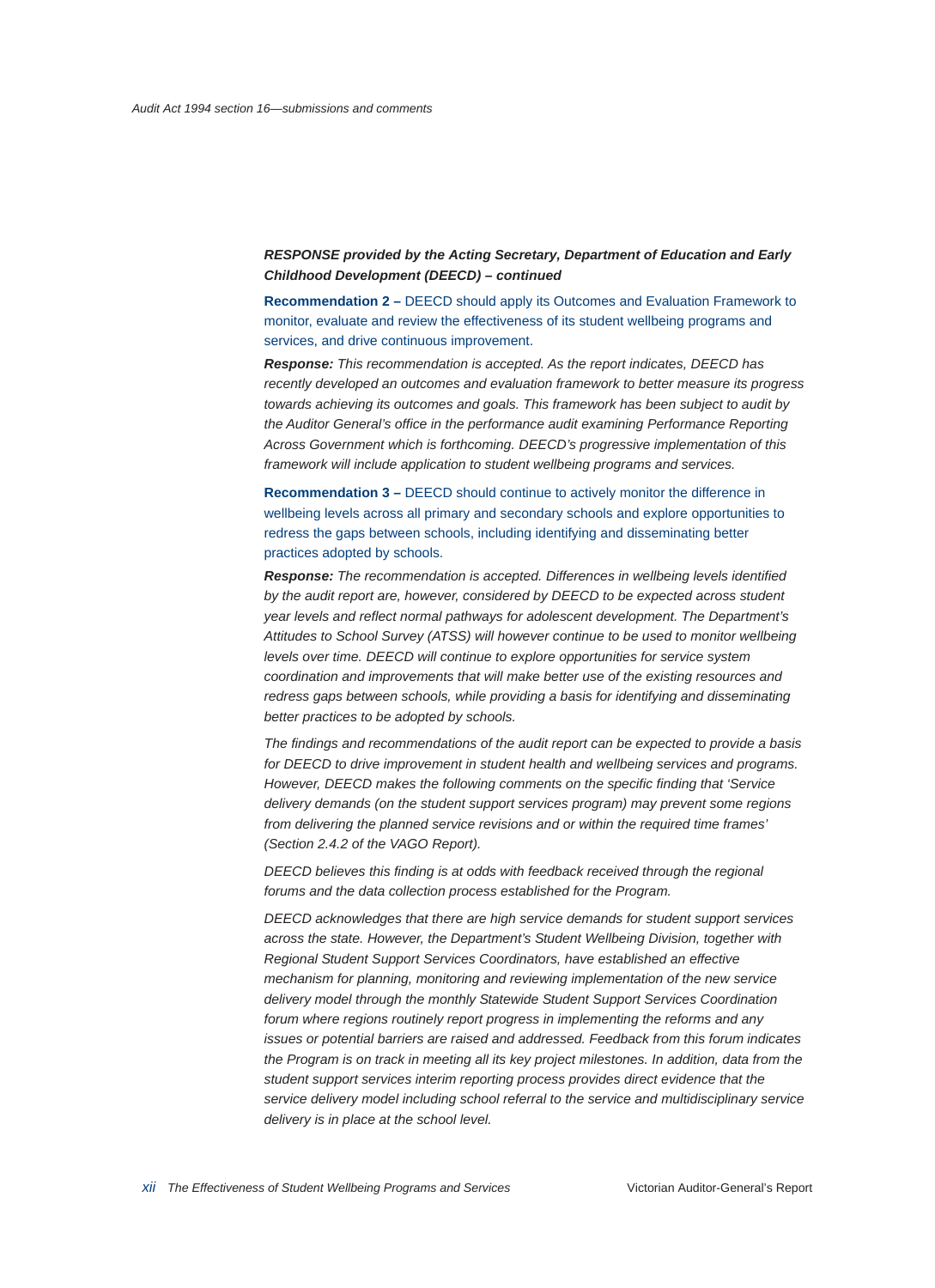***RESPONSE provided by the Acting Secretary, Department of Education and Early Childhood Development (DEECD) – continued***

**Recommendation 2 –** DEECD should apply its Outcomes and Evaluation Framework to monitor, evaluate and review the effectiveness of its student wellbeing programs and services, and drive continuous improvement.

***Response:*** *This recommendation is accepted. As the report indicates, DEECD has recently developed an outcomes and evaluation framework to better measure its progress towards achieving its outcomes and goals. This framework has been subject to audit by the Auditor General's office in the performance audit examining Performance Reporting Across Government which is forthcoming. DEECD's progressive implementation of this framework will include application to student wellbeing programs and services.*

**Recommendation 3 –** DEECD should continue to actively monitor the difference in wellbeing levels across all primary and secondary schools and explore opportunities to redress the gaps between schools, including identifying and disseminating better practices adopted by schools.

***Response:*** *The recommendation is accepted. Differences in wellbeing levels identified by the audit report are, however, considered by DEECD to be expected across student year levels and reflect normal pathways for adolescent development. The Department's Attitudes to School Survey (ATSS) will however continue to be used to monitor wellbeing levels over time. DEECD will continue to explore opportunities for service system coordination and improvements that will make better use of the existing resources and redress gaps between schools, while providing a basis for identifying and disseminating better practices to be adopted by schools.*

*The findings and recommendations of the audit report can be expected to provide a basis for DEECD to drive improvement in student health and wellbeing services and programs. However, DEECD makes the following comments on the specific finding that 'Service delivery demands (on the student support services program) may prevent some regions from delivering the planned service revisions and or within the required time frames' (Section 2.4.2 of the VAGO Report).*

*DEECD believes this finding is at odds with feedback received through the regional forums and the data collection process established for the Program.*

*DEECD acknowledges that there are high service demands for student support services across the state. However, the Department's Student Wellbeing Division, together with Regional Student Support Services Coordinators, have established an effective mechanism for planning, monitoring and reviewing implementation of the new service delivery model through the monthly Statewide Student Support Services Coordination forum where regions routinely report progress in implementing the reforms and any issues or potential barriers are raised and addressed. Feedback from this forum indicates the Program is on track in meeting all its key project milestones. In addition, data from the student support services interim reporting process provides direct evidence that the service delivery model including school referral to the service and multidisciplinary service delivery is in place at the school level.*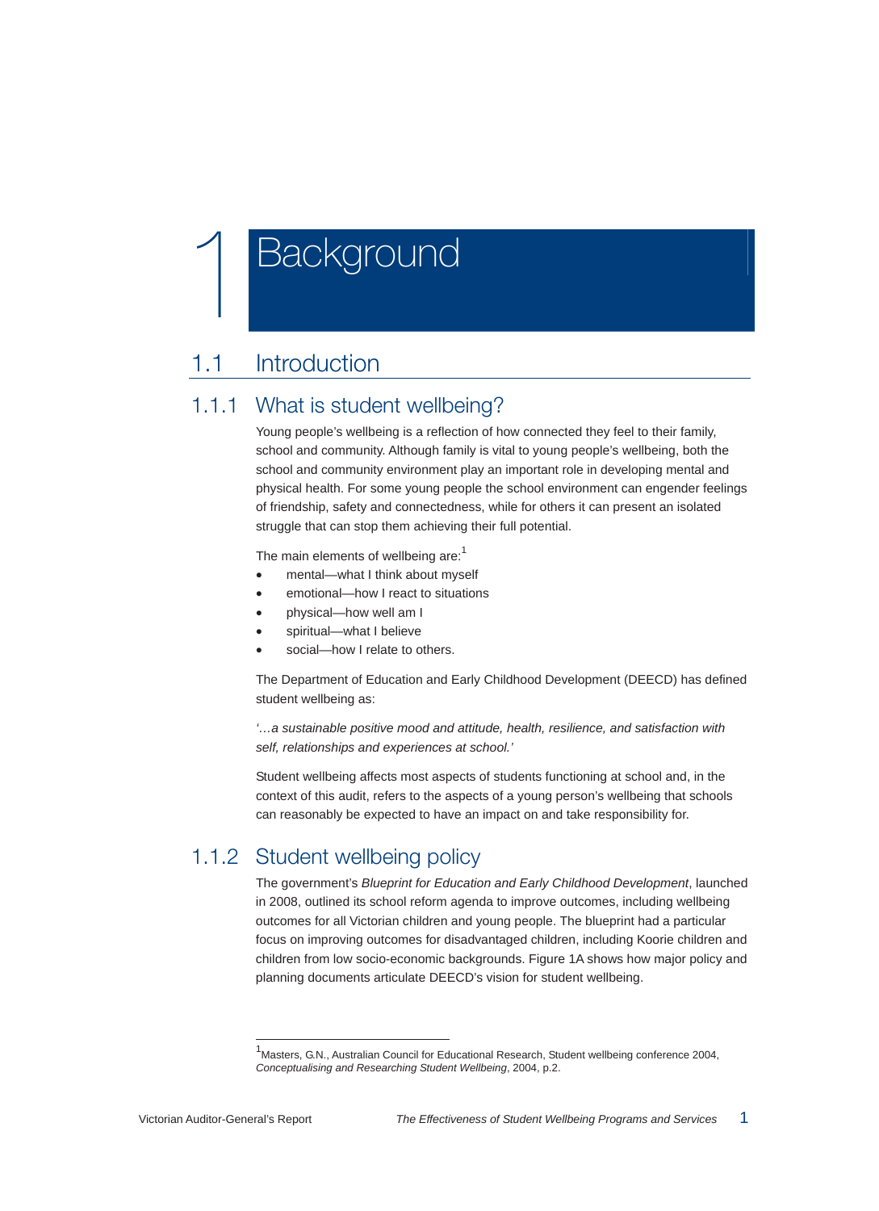# 1 Background

## 1.1 Introduction

### 1.1.1 What is student wellbeing?

Young people's wellbeing is a reflection of how connected they feel to their family, school and community. Although family is vital to young people's wellbeing, both the school and community environment play an important role in developing mental and physical health. For some young people the school environment can engender feelings of friendship, safety and connectedness, while for others it can present an isolated struggle that can stop them achieving their full potential.

The main elements of wellbeing are:[1]

- mental—what I think about myself
- emotional—how I react to situations
- physical—how well am I
- spiritual—what I believe
- social—how I relate to others.

The Department of Education and Early Childhood Development (DEECD) has defined student wellbeing as:

*'…a sustainable positive mood and attitude, health, resilience, and satisfaction with self, relationships and experiences at school.'*

Student wellbeing affects most aspects of students functioning at school and, in the context of this audit, refers to the aspects of a young person's wellbeing that schools can reasonably be expected to have an impact on and take responsibility for.

### 1.1.2 Student wellbeing policy

The government's *Blueprint for Education and Early Childhood Development*, launched in 2008, outlined its school reform agenda to improve outcomes, including wellbeing outcomes for all Victorian children and young people. The blueprint had a particular focus on improving outcomes for disadvantaged children, including Koorie children and children from low socio-economic backgrounds. Figure 1A shows how major policy and planning documents articulate DEECD's vision for student wellbeing.

---

[1] Masters, G.N., Australian Council for Educational Research, Student wellbeing conference 2004, *Conceptualising and Researching Student Wellbeing*, 2004, p.2.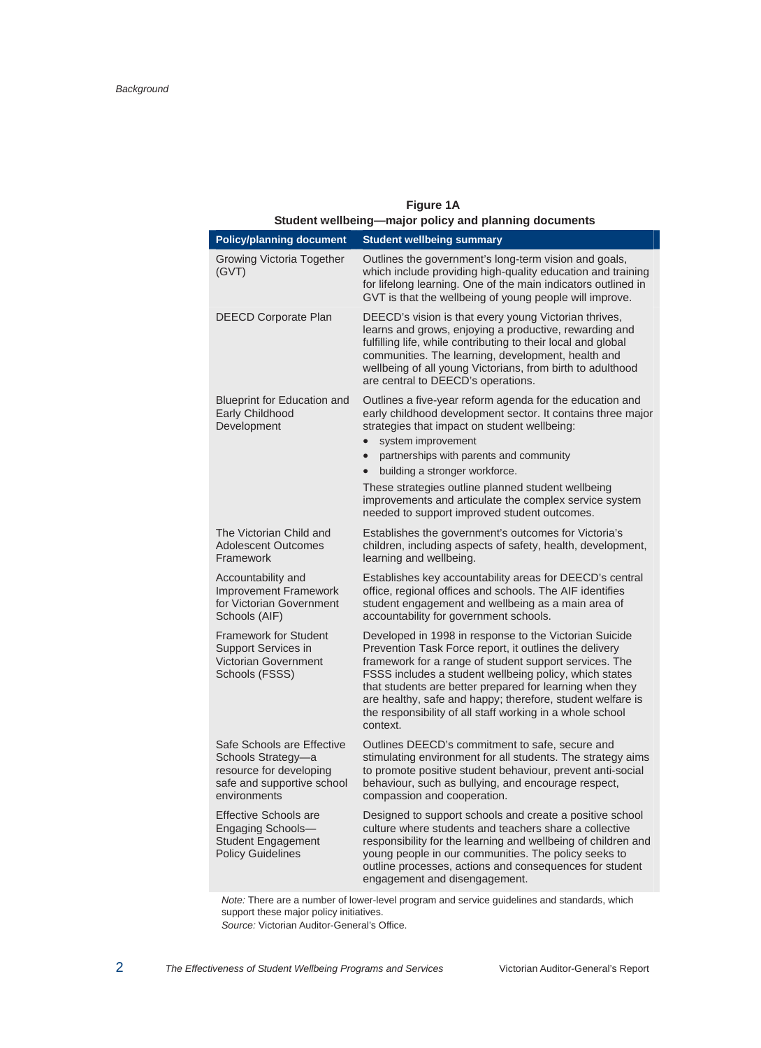**Figure 1A**
**Student wellbeing—major policy and planning documents**

| Policy/planning document | Student wellbeing summary |
|---|---|
| Growing Victoria Together (GVT) | Outlines the government's long-term vision and goals, which include providing high-quality education and training for lifelong learning. One of the main indicators outlined in GVT is that the wellbeing of young people will improve. |
| DEECD Corporate Plan | DEECD's vision is that every young Victorian thrives, learns and grows, enjoying a productive, rewarding and fulfilling life, while contributing to their local and global communities. The learning, development, health and wellbeing of all young Victorians, from birth to adulthood are central to DEECD's operations. |
| Blueprint for Education and Early Childhood Development | Outlines a five-year reform agenda for the education and early childhood development sector. It contains three major strategies that impact on student wellbeing:<br>• system improvement<br>• partnerships with parents and community<br>• building a stronger workforce.<br>These strategies outline planned student wellbeing improvements and articulate the complex service system needed to support improved student outcomes. |
| The Victorian Child and Adolescent Outcomes Framework | Establishes the government's outcomes for Victoria's children, including aspects of safety, health, development, learning and wellbeing. |
| Accountability and Improvement Framework for Victorian Government Schools (AIF) | Establishes key accountability areas for DEECD's central office, regional offices and schools. The AIF identifies student engagement and wellbeing as a main area of accountability for government schools. |
| Framework for Student Support Services in Victorian Government Schools (FSSS) | Developed in 1998 in response to the Victorian Suicide Prevention Task Force report, it outlines the delivery framework for a range of student support services. The FSSS includes a student wellbeing policy, which states that students are better prepared for learning when they are healthy, safe and happy; therefore, student welfare is the responsibility of all staff working in a whole school context. |
| Safe Schools are Effective Schools Strategy—a resource for developing safe and supportive school environments | Outlines DEECD's commitment to safe, secure and stimulating environment for all students. The strategy aims to promote positive student behaviour, prevent anti-social behaviour, such as bullying, and encourage respect, compassion and cooperation. |
| Effective Schools are Engaging Schools—Student Engagement Policy Guidelines | Designed to support schools and create a positive school culture where students and teachers share a collective responsibility for the learning and wellbeing of children and young people in our communities. The policy seeks to outline processes, actions and consequences for student engagement and disengagement. |

*Note:* There are a number of lower-level program and service guidelines and standards, which support these major policy initiatives.
*Source:* Victorian Auditor-General's Office.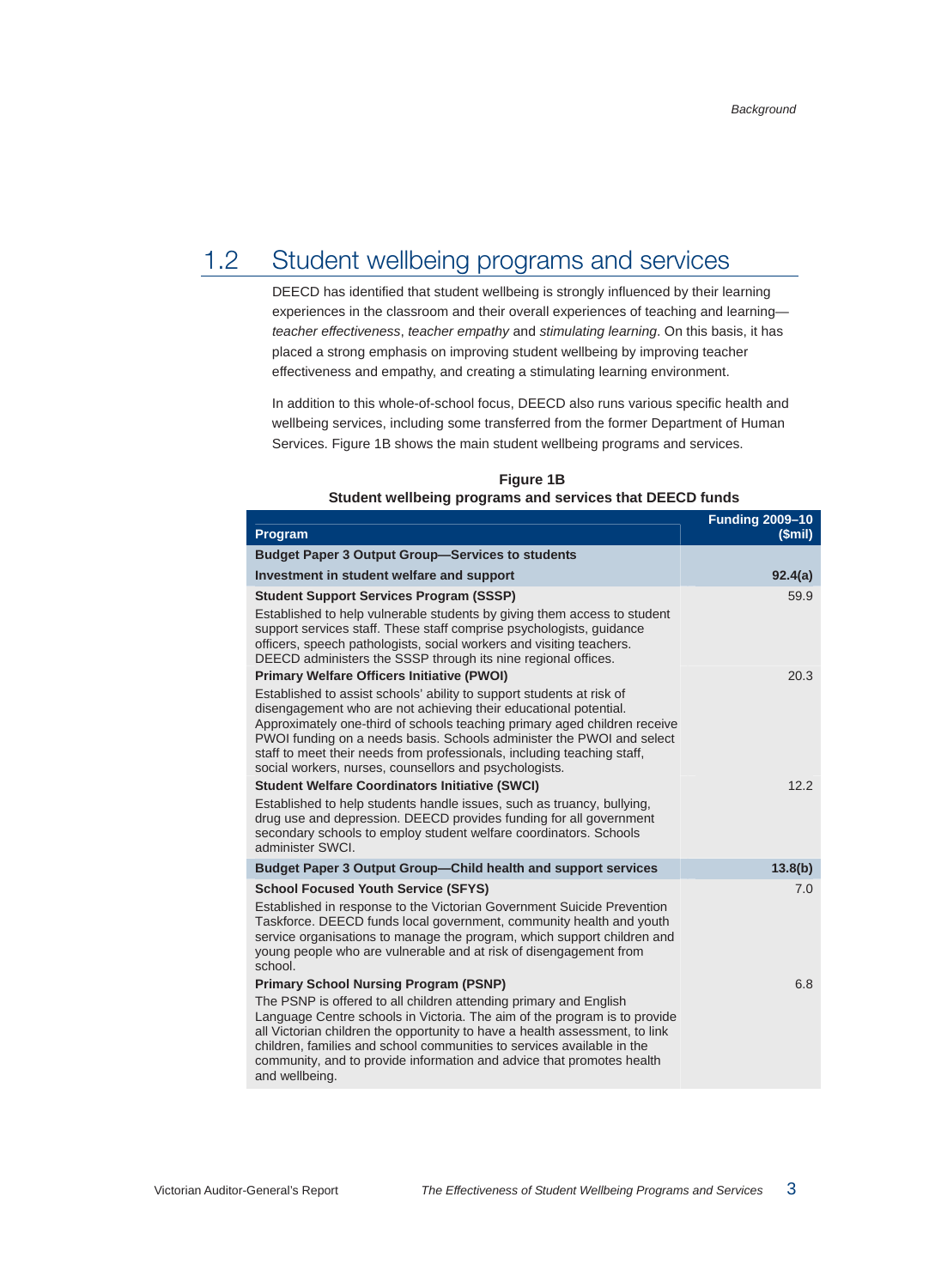## 1.2 Student wellbeing programs and services

DEECD has identified that student wellbeing is strongly influenced by their learning experiences in the classroom and their overall experiences of teaching and learning—*teacher effectiveness*, *teacher empathy* and *stimulating learning*. On this basis, it has placed a strong emphasis on improving student wellbeing by improving teacher effectiveness and empathy, and creating a stimulating learning environment.

In addition to this whole-of-school focus, DEECD also runs various specific health and wellbeing services, including some transferred from the former Department of Human Services. Figure 1B shows the main student wellbeing programs and services.

**Figure 1B**
**Student wellbeing programs and services that DEECD funds**

| Program | Funding 2009–10 ($mil) |
|---|---|
| **Budget Paper 3 Output Group—Services to students** | |
| **Investment in student welfare and support** | **92.4(a)** |
| **Student Support Services Program (SSSP)**<br>Established to help vulnerable students by giving them access to student support services staff. These staff comprise psychologists, guidance officers, speech pathologists, social workers and visiting teachers. DEECD administers the SSSP through its nine regional offices. | 59.9 |
| **Primary Welfare Officers Initiative (PWOI)**<br>Established to assist schools' ability to support students at risk of disengagement who are not achieving their educational potential. Approximately one-third of schools teaching primary aged children receive PWOI funding on a needs basis. Schools administer the PWOI and select staff to meet their needs from professionals, including teaching staff, social workers, nurses, counsellors and psychologists. | 20.3 |
| **Student Welfare Coordinators Initiative (SWCI)**<br>Established to help students handle issues, such as truancy, bullying, drug use and depression. DEECD provides funding for all government secondary schools to employ student welfare coordinators. Schools administer SWCI. | 12.2 |
| **Budget Paper 3 Output Group—Child health and support services** | **13.8(b)** |
| **School Focused Youth Service (SFYS)**<br>Established in response to the Victorian Government Suicide Prevention Taskforce. DEECD funds local government, community health and youth service organisations to manage the program, which support children and young people who are vulnerable and at risk of disengagement from school. | 7.0 |
| **Primary School Nursing Program (PSNP)**<br>The PSNP is offered to all children attending primary and English Language Centre schools in Victoria. The aim of the program is to provide all Victorian children the opportunity to have a health assessment, to link children, families and school communities to services available in the community, and to provide information and advice that promotes health and wellbeing. | 6.8 |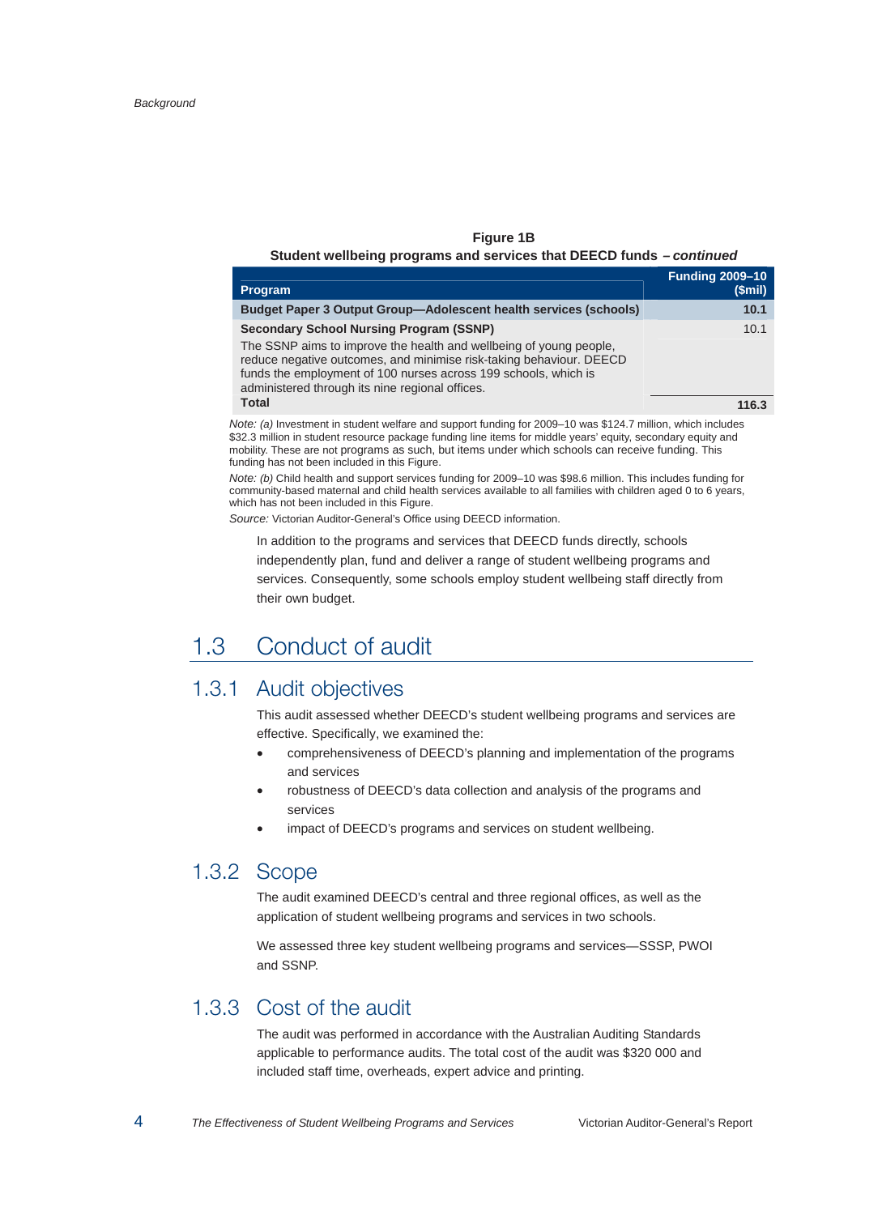**Figure 1B**
**Student wellbeing programs and services that DEECD funds** – *continued*

| Program | Funding 2009–10 ($mil) |
|---|---|
| **Budget Paper 3 Output Group—Adolescent health services (schools)** | **10.1** |
| **Secondary School Nursing Program (SSNP)** The SSNP aims to improve the health and wellbeing of young people, reduce negative outcomes, and minimise risk-taking behaviour. DEECD funds the employment of 100 nurses across 199 schools, which is administered through its nine regional offices. | 10.1 |
| **Total** | **116.3** |

*Note: (a)* Investment in student welfare and support funding for 2009–10 was $124.7 million, which includes $32.3 million in student resource package funding line items for middle years' equity, secondary equity and mobility. These are not programs as such, but items under which schools can receive funding. This funding has not been included in this Figure.

*Note: (b)* Child health and support services funding for 2009–10 was $98.6 million. This includes funding for community-based maternal and child health services available to all families with children aged 0 to 6 years, which has not been included in this Figure.

*Source:* Victorian Auditor-General's Office using DEECD information.

In addition to the programs and services that DEECD funds directly, schools independently plan, fund and deliver a range of student wellbeing programs and services. Consequently, some schools employ student wellbeing staff directly from their own budget.

## 1.3 Conduct of audit

### 1.3.1 Audit objectives

This audit assessed whether DEECD's student wellbeing programs and services are effective. Specifically, we examined the:

- comprehensiveness of DEECD's planning and implementation of the programs and services
- robustness of DEECD's data collection and analysis of the programs and services
- impact of DEECD's programs and services on student wellbeing.

### 1.3.2 Scope

The audit examined DEECD's central and three regional offices, as well as the application of student wellbeing programs and services in two schools.

We assessed three key student wellbeing programs and services—SSSP, PWOI and SSNP.

### 1.3.3 Cost of the audit

The audit was performed in accordance with the Australian Auditing Standards applicable to performance audits. The total cost of the audit was $320 000 and included staff time, overheads, expert advice and printing.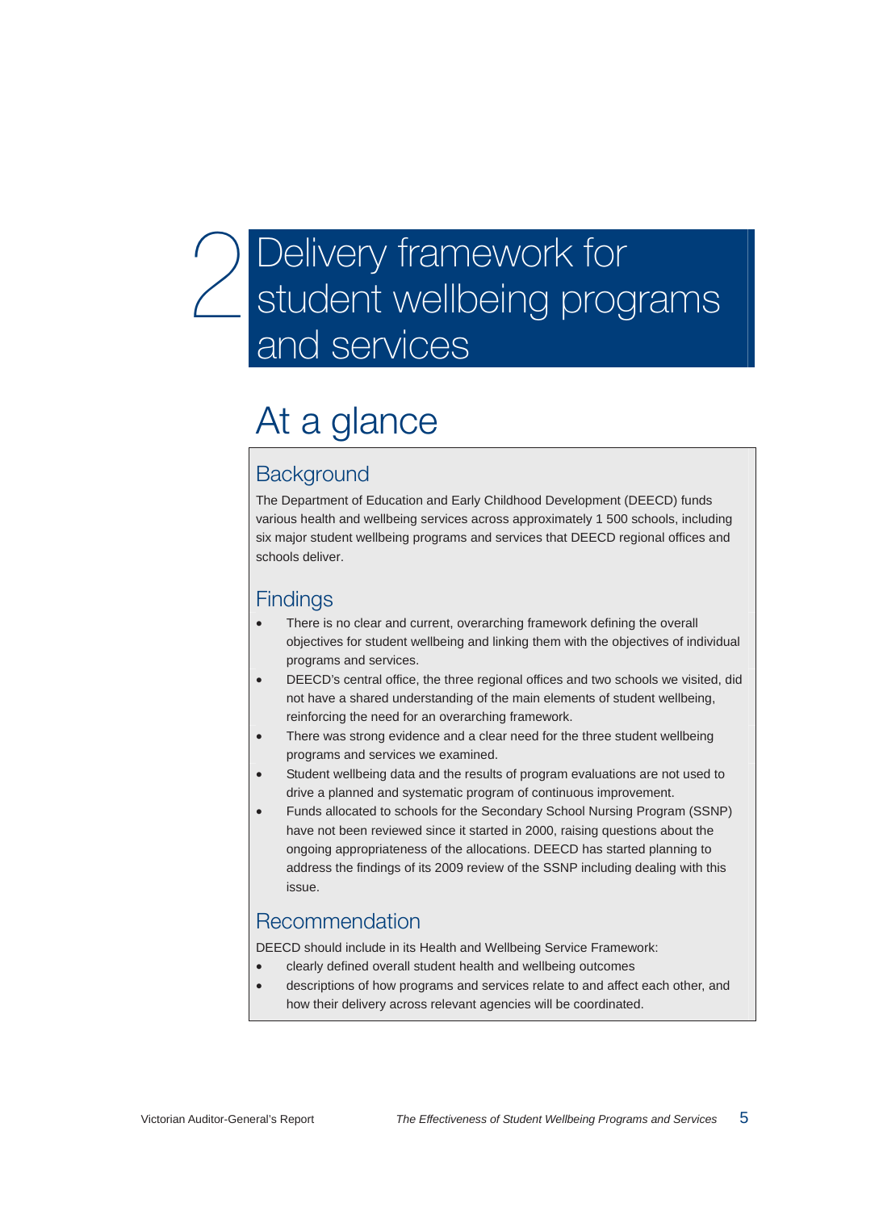# 2 Delivery framework for student wellbeing programs and services

## At a glance

### Background

The Department of Education and Early Childhood Development (DEECD) funds various health and wellbeing services across approximately 1 500 schools, including six major student wellbeing programs and services that DEECD regional offices and schools deliver.

### Findings

- There is no clear and current, overarching framework defining the overall objectives for student wellbeing and linking them with the objectives of individual programs and services.
- DEECD's central office, the three regional offices and two schools we visited, did not have a shared understanding of the main elements of student wellbeing, reinforcing the need for an overarching framework.
- There was strong evidence and a clear need for the three student wellbeing programs and services we examined.
- Student wellbeing data and the results of program evaluations are not used to drive a planned and systematic program of continuous improvement.
- Funds allocated to schools for the Secondary School Nursing Program (SSNP) have not been reviewed since it started in 2000, raising questions about the ongoing appropriateness of the allocations. DEECD has started planning to address the findings of its 2009 review of the SSNP including dealing with this issue.

### Recommendation

DEECD should include in its Health and Wellbeing Service Framework:

- clearly defined overall student health and wellbeing outcomes
- descriptions of how programs and services relate to and affect each other, and how their delivery across relevant agencies will be coordinated.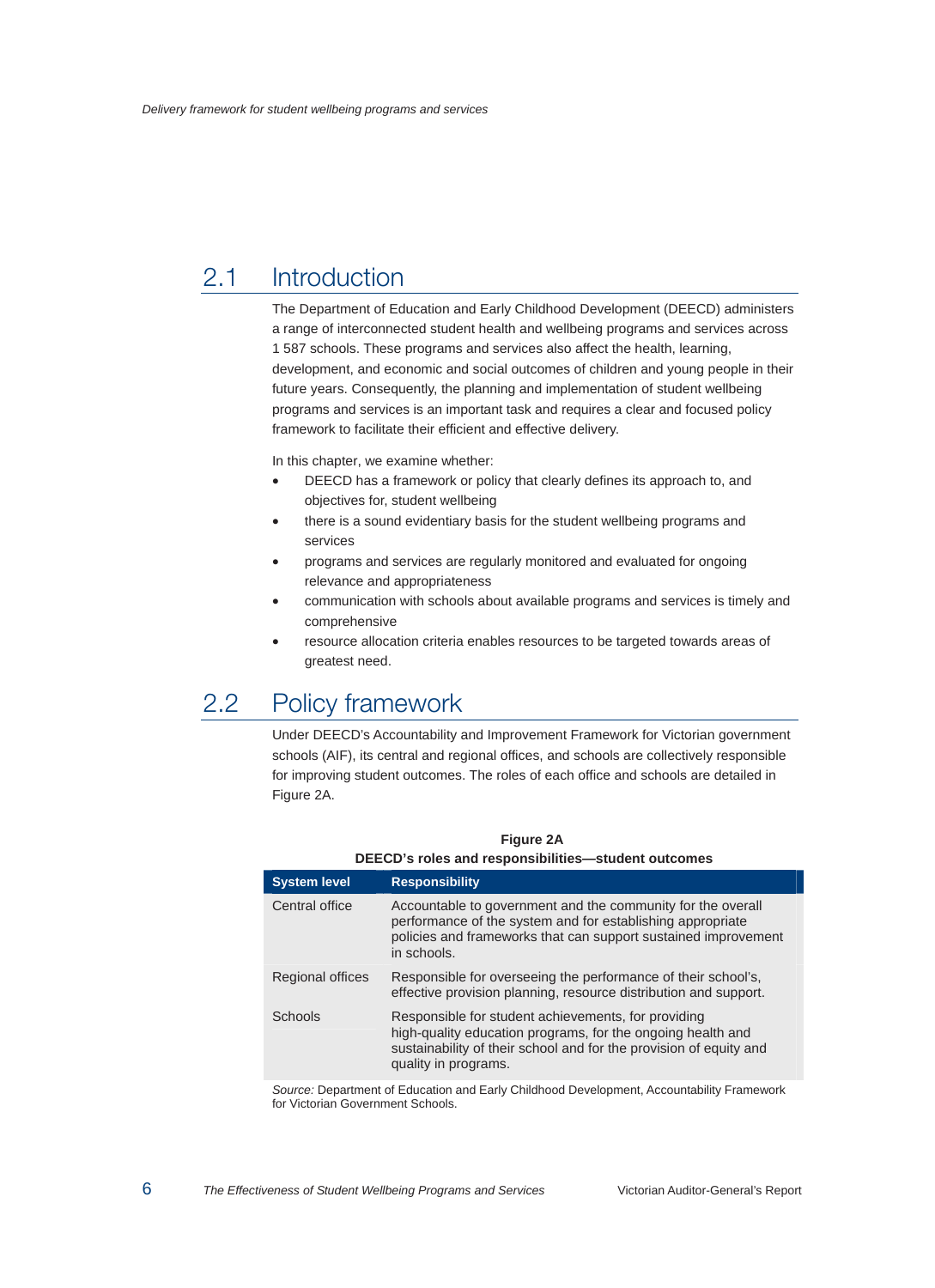## 2.1 Introduction

The Department of Education and Early Childhood Development (DEECD) administers a range of interconnected student health and wellbeing programs and services across 1 587 schools. These programs and services also affect the health, learning, development, and economic and social outcomes of children and young people in their future years. Consequently, the planning and implementation of student wellbeing programs and services is an important task and requires a clear and focused policy framework to facilitate their efficient and effective delivery.

In this chapter, we examine whether:

- DEECD has a framework or policy that clearly defines its approach to, and objectives for, student wellbeing
- there is a sound evidentiary basis for the student wellbeing programs and services
- programs and services are regularly monitored and evaluated for ongoing relevance and appropriateness
- communication with schools about available programs and services is timely and comprehensive
- resource allocation criteria enables resources to be targeted towards areas of greatest need.

## 2.2 Policy framework

Under DEECD's Accountability and Improvement Framework for Victorian government schools (AIF), its central and regional offices, and schools are collectively responsible for improving student outcomes. The roles of each office and schools are detailed in Figure 2A.

**Figure 2A**
**DEECD's roles and responsibilities—student outcomes**

| System level | Responsibility |
|---|---|
| Central office | Accountable to government and the community for the overall performance of the system and for establishing appropriate policies and frameworks that can support sustained improvement in schools. |
| Regional offices | Responsible for overseeing the performance of their school's, effective provision planning, resource distribution and support. |
| Schools | Responsible for student achievements, for providing high-quality education programs, for the ongoing health and sustainability of their school and for the provision of equity and quality in programs. |

*Source:* Department of Education and Early Childhood Development, Accountability Framework for Victorian Government Schools.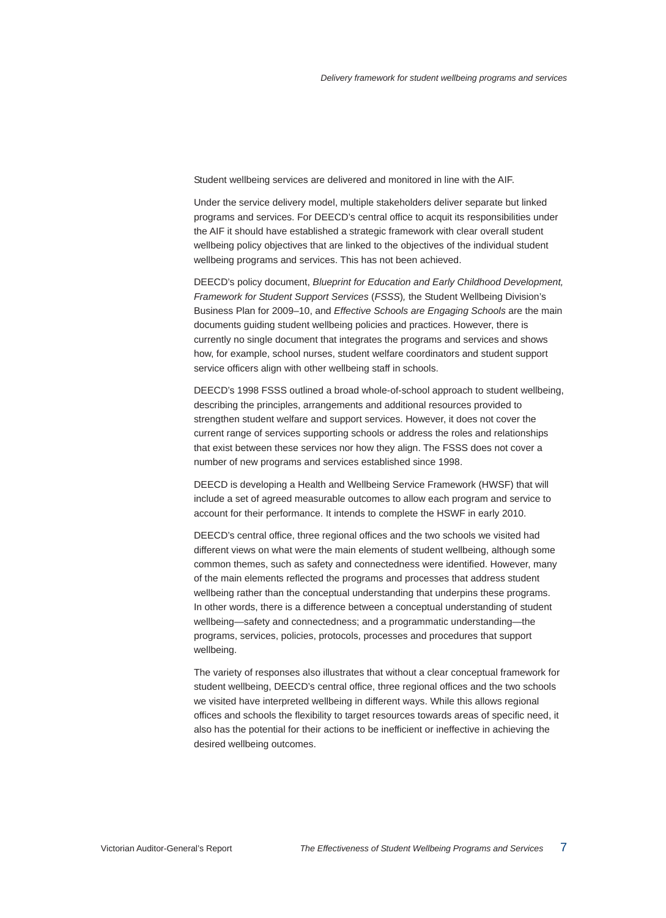Student wellbeing services are delivered and monitored in line with the AIF.

Under the service delivery model, multiple stakeholders deliver separate but linked programs and services. For DEECD's central office to acquit its responsibilities under the AIF it should have established a strategic framework with clear overall student wellbeing policy objectives that are linked to the objectives of the individual student wellbeing programs and services. This has not been achieved.

DEECD's policy document, *Blueprint for Education and Early Childhood Development, Framework for Student Support Services* (*FSSS*)*,* the Student Wellbeing Division's Business Plan for 2009–10, and *Effective Schools are Engaging Schools* are the main documents guiding student wellbeing policies and practices. However, there is currently no single document that integrates the programs and services and shows how, for example, school nurses, student welfare coordinators and student support service officers align with other wellbeing staff in schools.

DEECD's 1998 FSSS outlined a broad whole-of-school approach to student wellbeing, describing the principles, arrangements and additional resources provided to strengthen student welfare and support services. However, it does not cover the current range of services supporting schools or address the roles and relationships that exist between these services nor how they align. The FSSS does not cover a number of new programs and services established since 1998.

DEECD is developing a Health and Wellbeing Service Framework (HWSF) that will include a set of agreed measurable outcomes to allow each program and service to account for their performance. It intends to complete the HSWF in early 2010.

DEECD's central office, three regional offices and the two schools we visited had different views on what were the main elements of student wellbeing, although some common themes, such as safety and connectedness were identified. However, many of the main elements reflected the programs and processes that address student wellbeing rather than the conceptual understanding that underpins these programs. In other words, there is a difference between a conceptual understanding of student wellbeing—safety and connectedness; and a programmatic understanding—the programs, services, policies, protocols, processes and procedures that support wellbeing.

The variety of responses also illustrates that without a clear conceptual framework for student wellbeing, DEECD's central office, three regional offices and the two schools we visited have interpreted wellbeing in different ways. While this allows regional offices and schools the flexibility to target resources towards areas of specific need, it also has the potential for their actions to be inefficient or ineffective in achieving the desired wellbeing outcomes.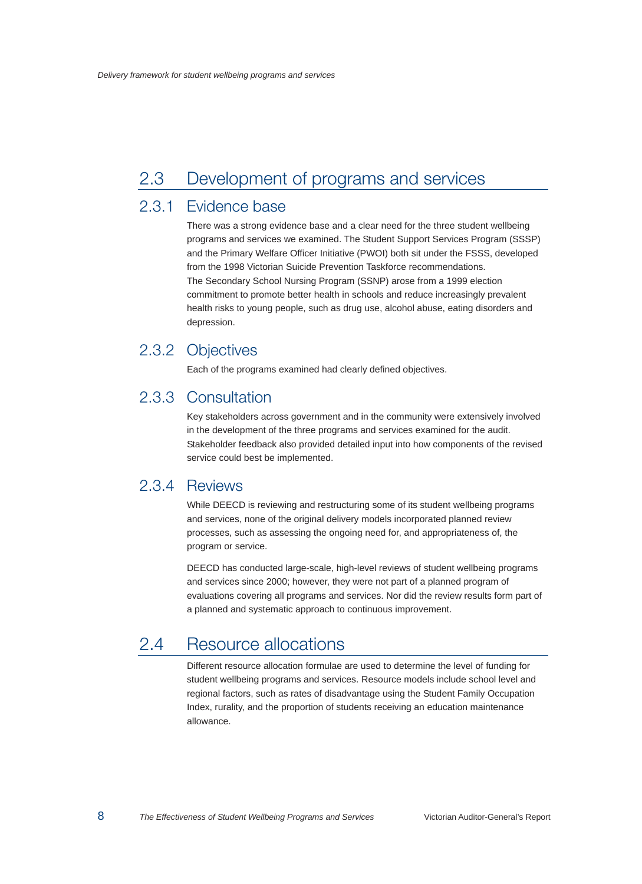## 2.3 Development of programs and services

### 2.3.1 Evidence base

There was a strong evidence base and a clear need for the three student wellbeing programs and services we examined. The Student Support Services Program (SSSP) and the Primary Welfare Officer Initiative (PWOI) both sit under the FSSS, developed from the 1998 Victorian Suicide Prevention Taskforce recommendations. The Secondary School Nursing Program (SSNP) arose from a 1999 election commitment to promote better health in schools and reduce increasingly prevalent health risks to young people, such as drug use, alcohol abuse, eating disorders and depression.

### 2.3.2 Objectives

Each of the programs examined had clearly defined objectives.

### 2.3.3 Consultation

Key stakeholders across government and in the community were extensively involved in the development of the three programs and services examined for the audit. Stakeholder feedback also provided detailed input into how components of the revised service could best be implemented.

### 2.3.4 Reviews

While DEECD is reviewing and restructuring some of its student wellbeing programs and services, none of the original delivery models incorporated planned review processes, such as assessing the ongoing need for, and appropriateness of, the program or service.

DEECD has conducted large-scale, high-level reviews of student wellbeing programs and services since 2000; however, they were not part of a planned program of evaluations covering all programs and services. Nor did the review results form part of a planned and systematic approach to continuous improvement.

## 2.4 Resource allocations

Different resource allocation formulae are used to determine the level of funding for student wellbeing programs and services. Resource models include school level and regional factors, such as rates of disadvantage using the Student Family Occupation Index, rurality, and the proportion of students receiving an education maintenance allowance.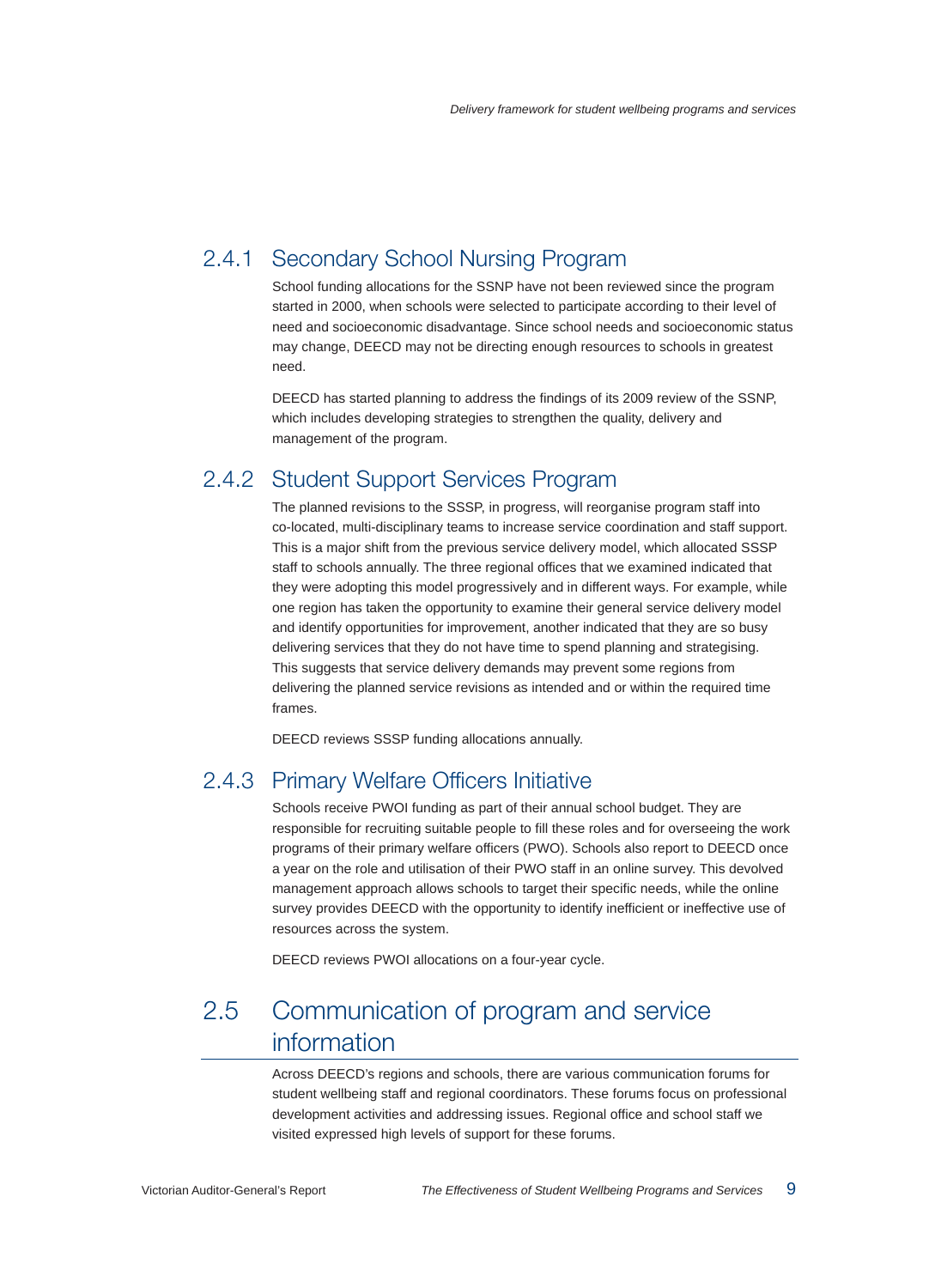### 2.4.1 Secondary School Nursing Program

School funding allocations for the SSNP have not been reviewed since the program started in 2000, when schools were selected to participate according to their level of need and socioeconomic disadvantage. Since school needs and socioeconomic status may change, DEECD may not be directing enough resources to schools in greatest need.

DEECD has started planning to address the findings of its 2009 review of the SSNP, which includes developing strategies to strengthen the quality, delivery and management of the program.

### 2.4.2 Student Support Services Program

The planned revisions to the SSSP, in progress, will reorganise program staff into co-located, multi-disciplinary teams to increase service coordination and staff support. This is a major shift from the previous service delivery model, which allocated SSSP staff to schools annually. The three regional offices that we examined indicated that they were adopting this model progressively and in different ways. For example, while one region has taken the opportunity to examine their general service delivery model and identify opportunities for improvement, another indicated that they are so busy delivering services that they do not have time to spend planning and strategising. This suggests that service delivery demands may prevent some regions from delivering the planned service revisions as intended and or within the required time frames.

DEECD reviews SSSP funding allocations annually.

### 2.4.3 Primary Welfare Officers Initiative

Schools receive PWOI funding as part of their annual school budget. They are responsible for recruiting suitable people to fill these roles and for overseeing the work programs of their primary welfare officers (PWO). Schools also report to DEECD once a year on the role and utilisation of their PWO staff in an online survey. This devolved management approach allows schools to target their specific needs, while the online survey provides DEECD with the opportunity to identify inefficient or ineffective use of resources across the system.

DEECD reviews PWOI allocations on a four-year cycle.

## 2.5 Communication of program and service information

Across DEECD's regions and schools, there are various communication forums for student wellbeing staff and regional coordinators. These forums focus on professional development activities and addressing issues. Regional office and school staff we visited expressed high levels of support for these forums.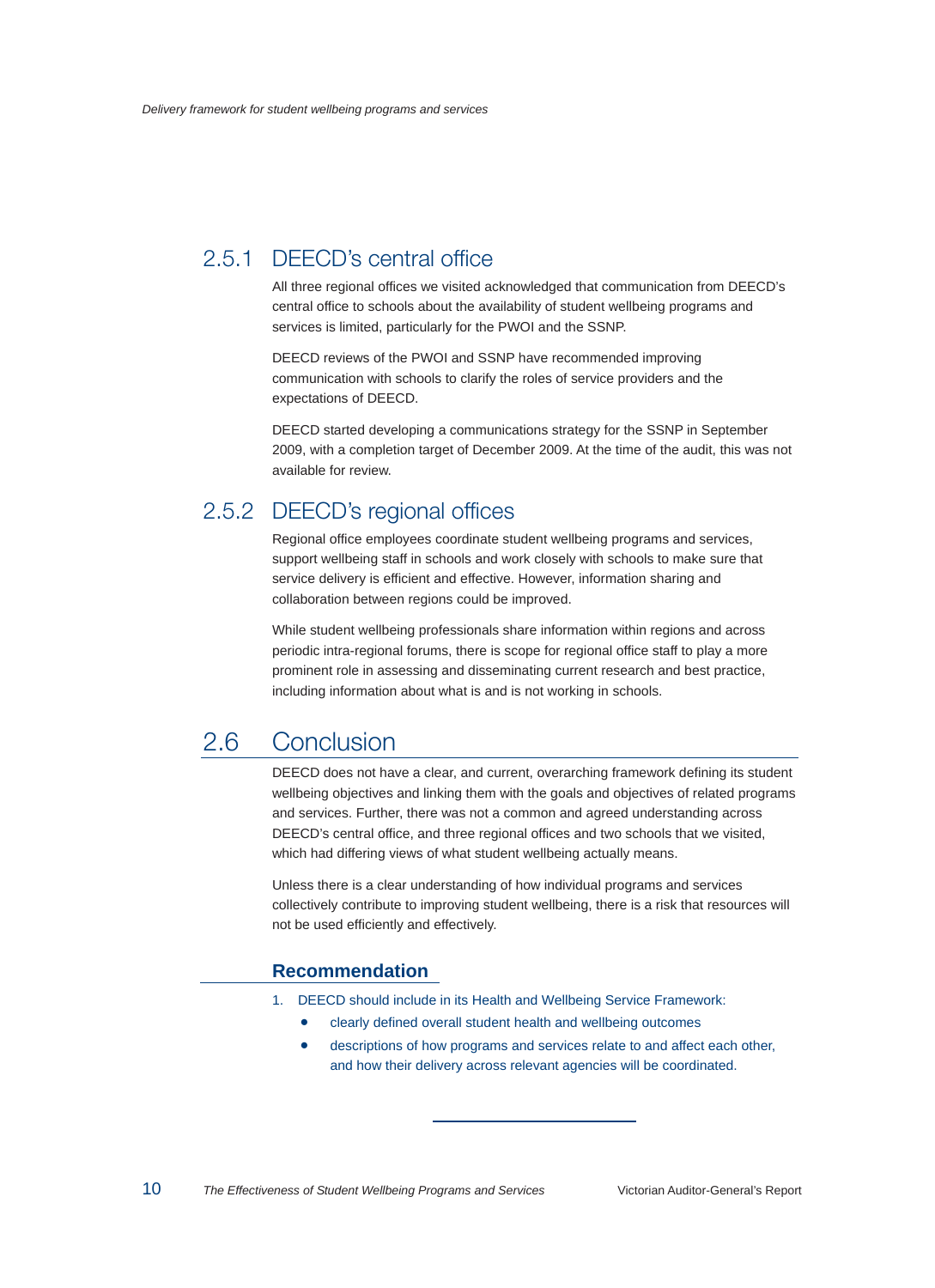### 2.5.1 DEECD's central office

All three regional offices we visited acknowledged that communication from DEECD's central office to schools about the availability of student wellbeing programs and services is limited, particularly for the PWOI and the SSNP.

DEECD reviews of the PWOI and SSNP have recommended improving communication with schools to clarify the roles of service providers and the expectations of DEECD.

DEECD started developing a communications strategy for the SSNP in September 2009, with a completion target of December 2009. At the time of the audit, this was not available for review.

### 2.5.2 DEECD's regional offices

Regional office employees coordinate student wellbeing programs and services, support wellbeing staff in schools and work closely with schools to make sure that service delivery is efficient and effective. However, information sharing and collaboration between regions could be improved.

While student wellbeing professionals share information within regions and across periodic intra-regional forums, there is scope for regional office staff to play a more prominent role in assessing and disseminating current research and best practice, including information about what is and is not working in schools.

## 2.6 Conclusion

DEECD does not have a clear, and current, overarching framework defining its student wellbeing objectives and linking them with the goals and objectives of related programs and services. Further, there was not a common and agreed understanding across DEECD's central office, and three regional offices and two schools that we visited, which had differing views of what student wellbeing actually means.

Unless there is a clear understanding of how individual programs and services collectively contribute to improving student wellbeing, there is a risk that resources will not be used efficiently and effectively.

#### Recommendation

1. DEECD should include in its Health and Wellbeing Service Framework:
   - clearly defined overall student health and wellbeing outcomes
   - descriptions of how programs and services relate to and affect each other, and how their delivery across relevant agencies will be coordinated.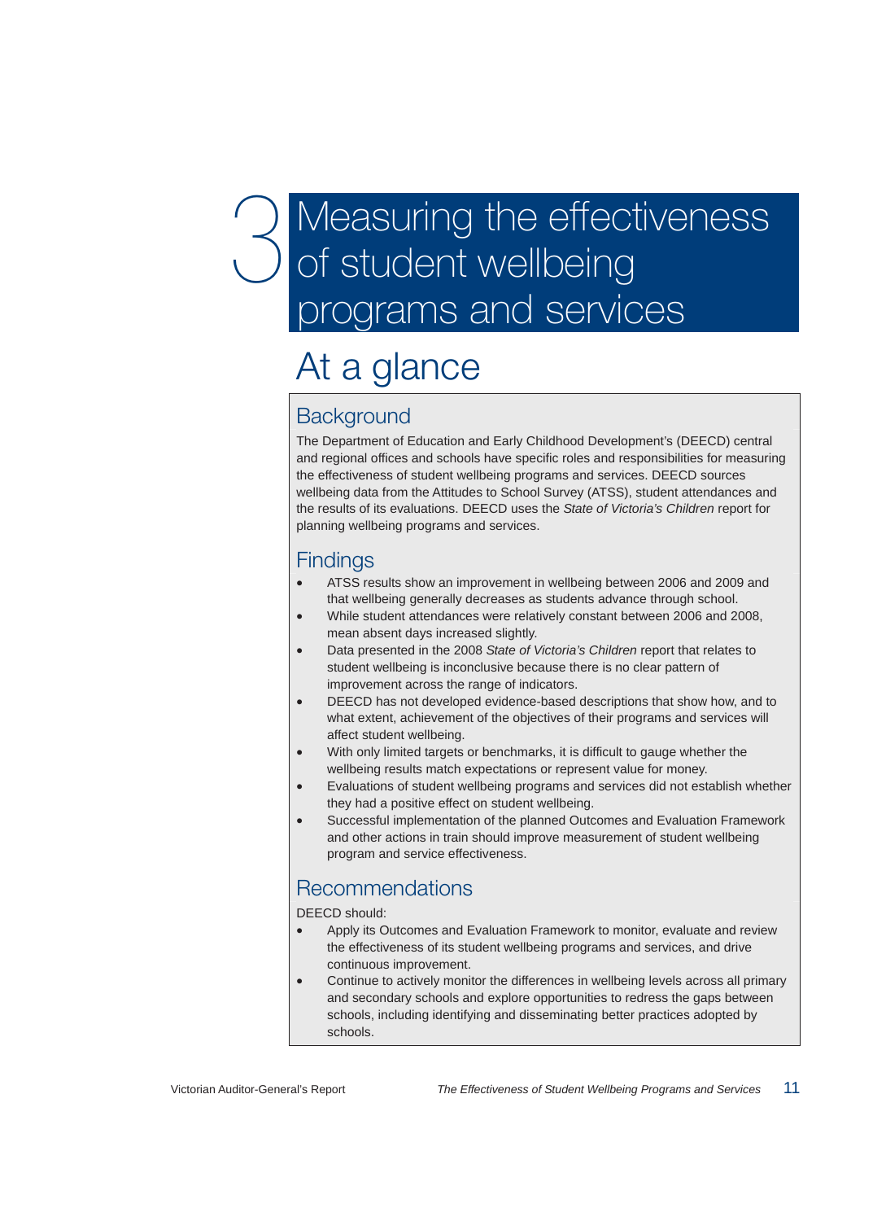# 3 Measuring the effectiveness of student wellbeing programs and services

## At a glance

### Background

The Department of Education and Early Childhood Development's (DEECD) central and regional offices and schools have specific roles and responsibilities for measuring the effectiveness of student wellbeing programs and services. DEECD sources wellbeing data from the Attitudes to School Survey (ATSS), student attendances and the results of its evaluations. DEECD uses the *State of Victoria's Children* report for planning wellbeing programs and services.

### Findings

- ATSS results show an improvement in wellbeing between 2006 and 2009 and that wellbeing generally decreases as students advance through school.
- While student attendances were relatively constant between 2006 and 2008, mean absent days increased slightly.
- Data presented in the 2008 *State of Victoria's Children* report that relates to student wellbeing is inconclusive because there is no clear pattern of improvement across the range of indicators.
- DEECD has not developed evidence-based descriptions that show how, and to what extent, achievement of the objectives of their programs and services will affect student wellbeing.
- With only limited targets or benchmarks, it is difficult to gauge whether the wellbeing results match expectations or represent value for money.
- Evaluations of student wellbeing programs and services did not establish whether they had a positive effect on student wellbeing.
- Successful implementation of the planned Outcomes and Evaluation Framework and other actions in train should improve measurement of student wellbeing program and service effectiveness.

### Recommendations

DEECD should:

- Apply its Outcomes and Evaluation Framework to monitor, evaluate and review the effectiveness of its student wellbeing programs and services, and drive continuous improvement.
- Continue to actively monitor the differences in wellbeing levels across all primary and secondary schools and explore opportunities to redress the gaps between schools, including identifying and disseminating better practices adopted by schools.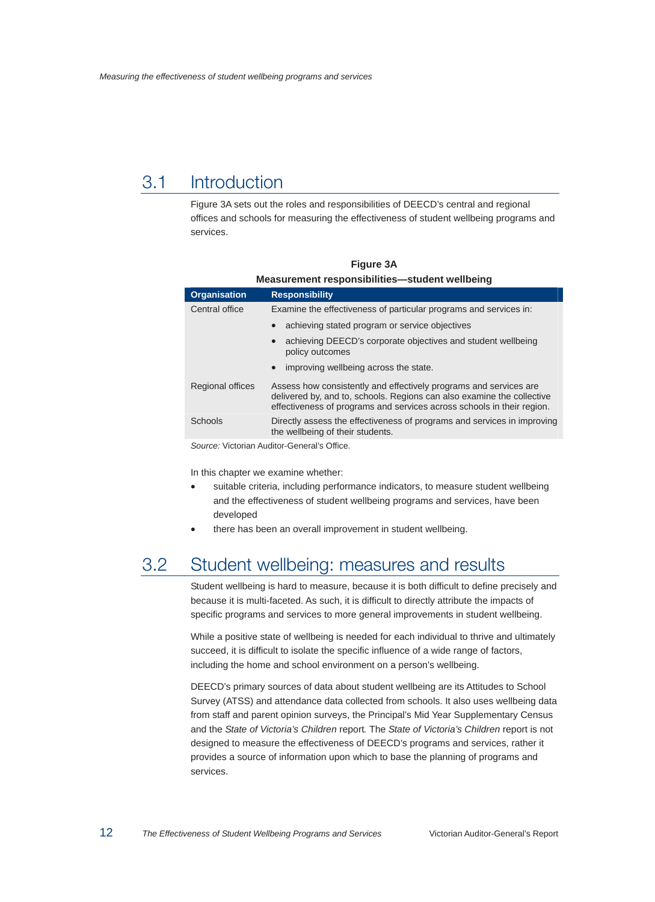## 3.1 Introduction

Figure 3A sets out the roles and responsibilities of DEECD's central and regional offices and schools for measuring the effectiveness of student wellbeing programs and services.

**Figure 3A**
**Measurement responsibilities—student wellbeing**

| Organisation | Responsibility |
|---|---|
| Central office | Examine the effectiveness of particular programs and services in:<br>• achieving stated program or service objectives<br>• achieving DEECD's corporate objectives and student wellbeing policy outcomes<br>• improving wellbeing across the state. |
| Regional offices | Assess how consistently and effectively programs and services are delivered by, and to, schools. Regions can also examine the collective effectiveness of programs and services across schools in their region. |
| Schools | Directly assess the effectiveness of programs and services in improving the wellbeing of their students. |

*Source:* Victorian Auditor-General's Office.

In this chapter we examine whether:

- suitable criteria, including performance indicators, to measure student wellbeing and the effectiveness of student wellbeing programs and services, have been developed
- there has been an overall improvement in student wellbeing.

## 3.2 Student wellbeing: measures and results

Student wellbeing is hard to measure, because it is both difficult to define precisely and because it is multi-faceted. As such, it is difficult to directly attribute the impacts of specific programs and services to more general improvements in student wellbeing.

While a positive state of wellbeing is needed for each individual to thrive and ultimately succeed, it is difficult to isolate the specific influence of a wide range of factors, including the home and school environment on a person's wellbeing.

DEECD's primary sources of data about student wellbeing are its Attitudes to School Survey (ATSS) and attendance data collected from schools. It also uses wellbeing data from staff and parent opinion surveys, the Principal's Mid Year Supplementary Census and the *State of Victoria's Children* report. The *State of Victoria's Children* report is not designed to measure the effectiveness of DEECD's programs and services, rather it provides a source of information upon which to base the planning of programs and services.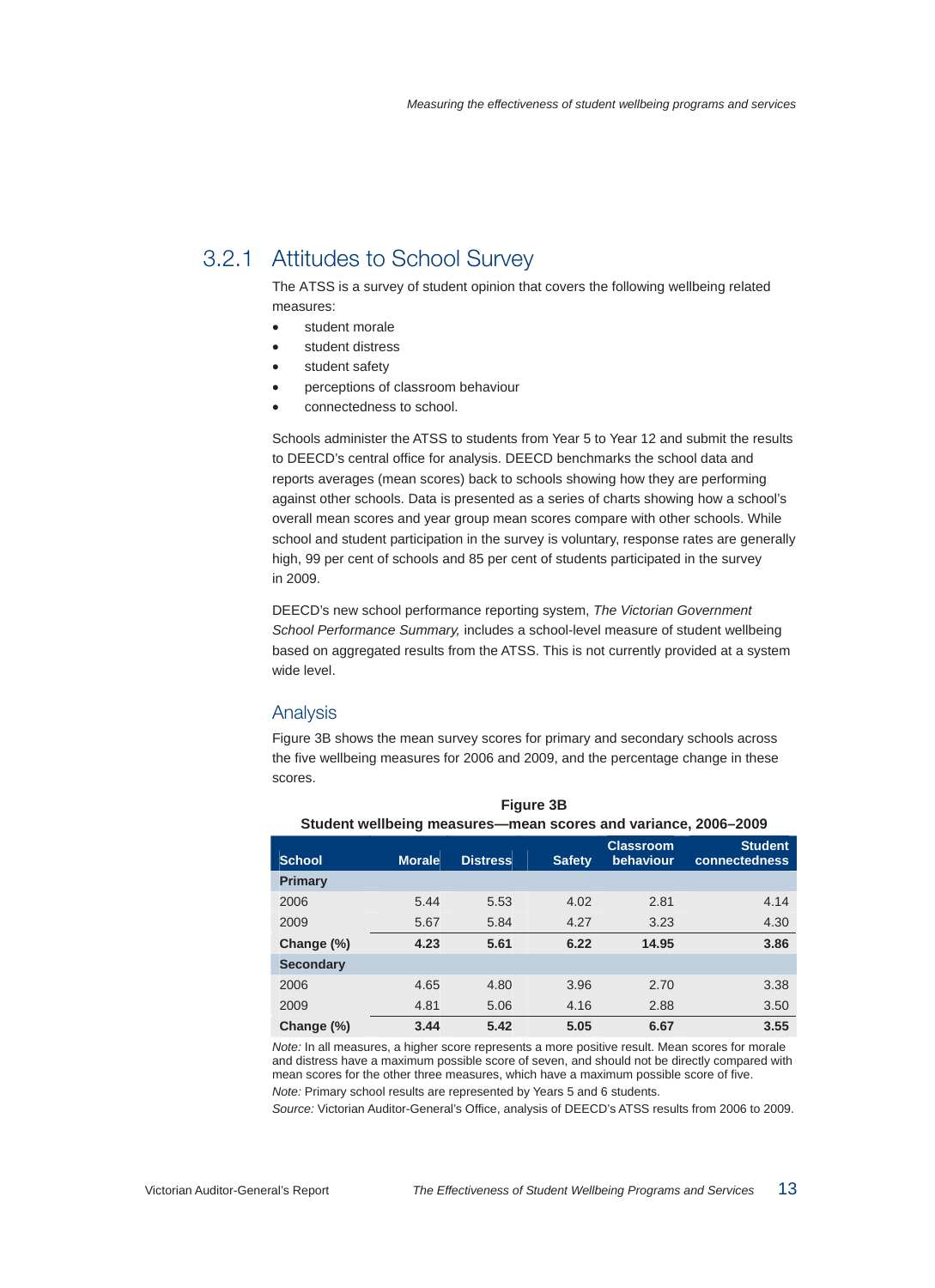### 3.2.1 Attitudes to School Survey

The ATSS is a survey of student opinion that covers the following wellbeing related measures:

- student morale
- student distress
- student safety
- perceptions of classroom behaviour
- connectedness to school.

Schools administer the ATSS to students from Year 5 to Year 12 and submit the results to DEECD's central office for analysis. DEECD benchmarks the school data and reports averages (mean scores) back to schools showing how they are performing against other schools. Data is presented as a series of charts showing how a school's overall mean scores and year group mean scores compare with other schools. While school and student participation in the survey is voluntary, response rates are generally high, 99 per cent of schools and 85 per cent of students participated in the survey in 2009.

DEECD's new school performance reporting system, *The Victorian Government School Performance Summary,* includes a school-level measure of student wellbeing based on aggregated results from the ATSS. This is not currently provided at a system wide level.

#### Analysis

Figure 3B shows the mean survey scores for primary and secondary schools across the five wellbeing measures for 2006 and 2009, and the percentage change in these scores.

**Figure 3B**
**Student wellbeing measures—mean scores and variance, 2006–2009**

| School | Morale | Distress | Safety | Classroom behaviour | Student connectedness |
|---|---|---|---|---|---|
| **Primary** | | | | | |
| 2006 | 5.44 | 5.53 | 4.02 | 2.81 | 4.14 |
| 2009 | 5.67 | 5.84 | 4.27 | 3.23 | 4.30 |
| **Change (%)** | **4.23** | **5.61** | **6.22** | **14.95** | **3.86** |
| **Secondary** | | | | | |
| 2006 | 4.65 | 4.80 | 3.96 | 2.70 | 3.38 |
| 2009 | 4.81 | 5.06 | 4.16 | 2.88 | 3.50 |
| **Change (%)** | **3.44** | **5.42** | **5.05** | **6.67** | **3.55** |

*Note:* In all measures, a higher score represents a more positive result. Mean scores for morale and distress have a maximum possible score of seven, and should not be directly compared with mean scores for the other three measures, which have a maximum possible score of five.

*Note:* Primary school results are represented by Years 5 and 6 students.

*Source:* Victorian Auditor-General's Office, analysis of DEECD's ATSS results from 2006 to 2009.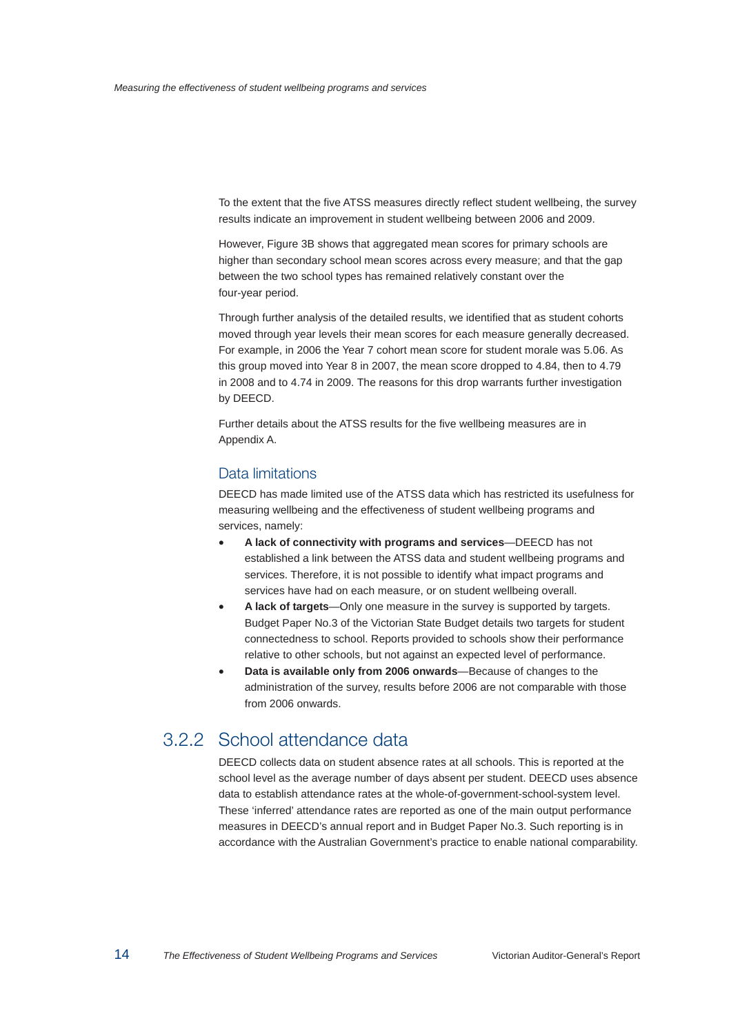To the extent that the five ATSS measures directly reflect student wellbeing, the survey results indicate an improvement in student wellbeing between 2006 and 2009.

However, Figure 3B shows that aggregated mean scores for primary schools are higher than secondary school mean scores across every measure; and that the gap between the two school types has remained relatively constant over the four-year period.

Through further analysis of the detailed results, we identified that as student cohorts moved through year levels their mean scores for each measure generally decreased. For example, in 2006 the Year 7 cohort mean score for student morale was 5.06. As this group moved into Year 8 in 2007, the mean score dropped to 4.84, then to 4.79 in 2008 and to 4.74 in 2009. The reasons for this drop warrants further investigation by DEECD.

Further details about the ATSS results for the five wellbeing measures are in Appendix A.

### Data limitations

DEECD has made limited use of the ATSS data which has restricted its usefulness for measuring wellbeing and the effectiveness of student wellbeing programs and services, namely:

- **A lack of connectivity with programs and services**—DEECD has not established a link between the ATSS data and student wellbeing programs and services. Therefore, it is not possible to identify what impact programs and services have had on each measure, or on student wellbeing overall.
- **A lack of targets**—Only one measure in the survey is supported by targets. Budget Paper No.3 of the Victorian State Budget details two targets for student connectedness to school. Reports provided to schools show their performance relative to other schools, but not against an expected level of performance.
- **Data is available only from 2006 onwards**—Because of changes to the administration of the survey, results before 2006 are not comparable with those from 2006 onwards.

## 3.2.2 School attendance data

DEECD collects data on student absence rates at all schools. This is reported at the school level as the average number of days absent per student. DEECD uses absence data to establish attendance rates at the whole-of-government-school-system level. These 'inferred' attendance rates are reported as one of the main output performance measures in DEECD's annual report and in Budget Paper No.3. Such reporting is in accordance with the Australian Government's practice to enable national comparability.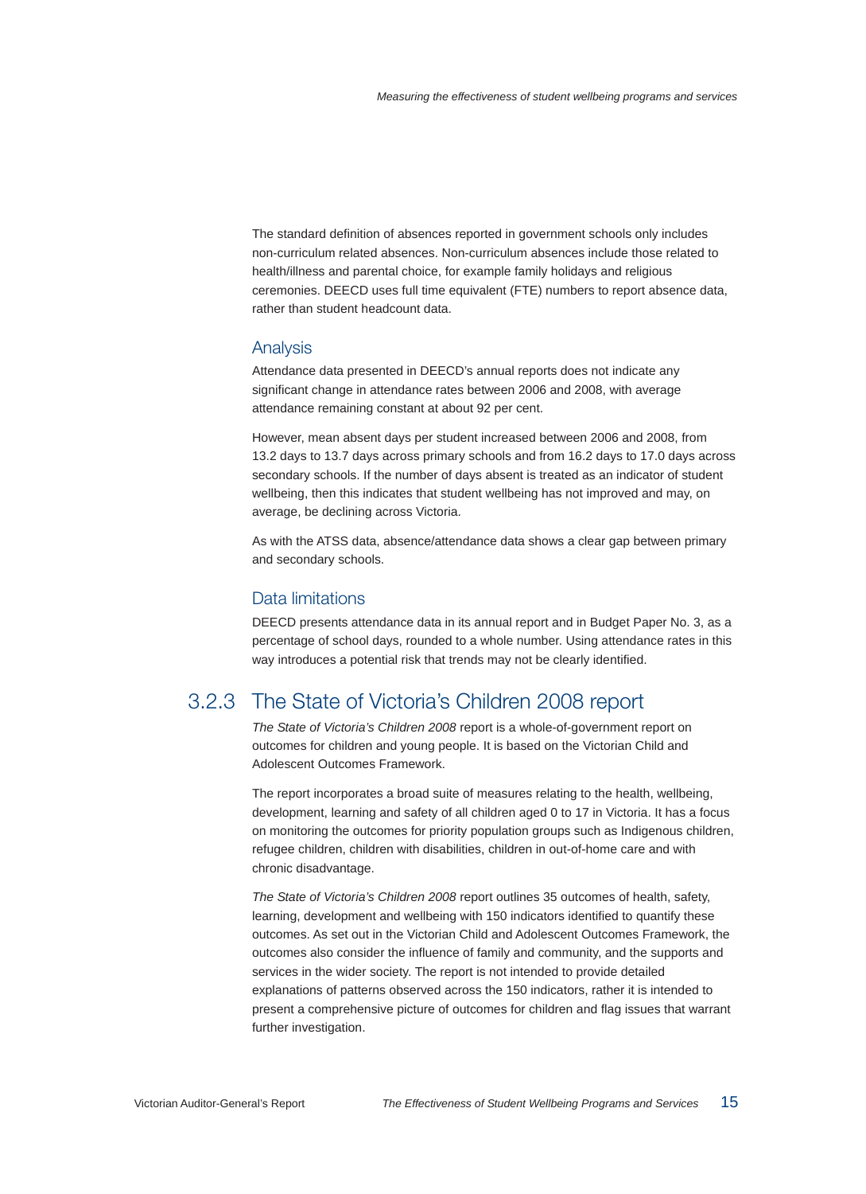The standard definition of absences reported in government schools only includes non-curriculum related absences. Non-curriculum absences include those related to health/illness and parental choice, for example family holidays and religious ceremonies. DEECD uses full time equivalent (FTE) numbers to report absence data, rather than student headcount data.

#### Analysis

Attendance data presented in DEECD's annual reports does not indicate any significant change in attendance rates between 2006 and 2008, with average attendance remaining constant at about 92 per cent.

However, mean absent days per student increased between 2006 and 2008, from 13.2 days to 13.7 days across primary schools and from 16.2 days to 17.0 days across secondary schools. If the number of days absent is treated as an indicator of student wellbeing, then this indicates that student wellbeing has not improved and may, on average, be declining across Victoria.

As with the ATSS data, absence/attendance data shows a clear gap between primary and secondary schools.

#### Data limitations

DEECD presents attendance data in its annual report and in Budget Paper No. 3, as a percentage of school days, rounded to a whole number. Using attendance rates in this way introduces a potential risk that trends may not be clearly identified.

### 3.2.3 The State of Victoria's Children 2008 report

*The State of Victoria's Children 2008* report is a whole-of-government report on outcomes for children and young people. It is based on the Victorian Child and Adolescent Outcomes Framework.

The report incorporates a broad suite of measures relating to the health, wellbeing, development, learning and safety of all children aged 0 to 17 in Victoria. It has a focus on monitoring the outcomes for priority population groups such as Indigenous children, refugee children, children with disabilities, children in out-of-home care and with chronic disadvantage.

*The State of Victoria's Children 2008* report outlines 35 outcomes of health, safety, learning, development and wellbeing with 150 indicators identified to quantify these outcomes. As set out in the Victorian Child and Adolescent Outcomes Framework, the outcomes also consider the influence of family and community, and the supports and services in the wider society. The report is not intended to provide detailed explanations of patterns observed across the 150 indicators, rather it is intended to present a comprehensive picture of outcomes for children and flag issues that warrant further investigation.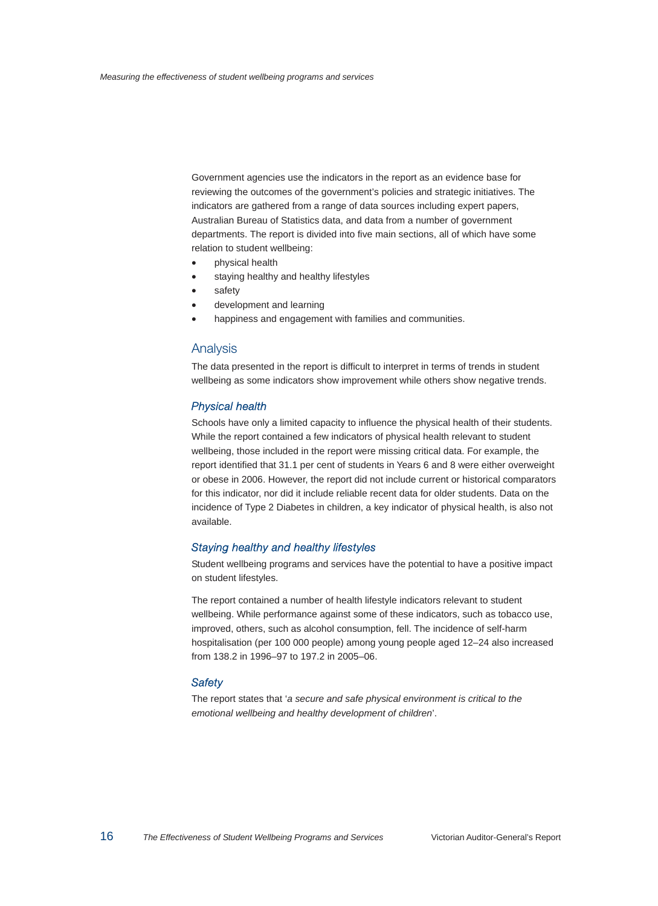Government agencies use the indicators in the report as an evidence base for reviewing the outcomes of the government's policies and strategic initiatives. The indicators are gathered from a range of data sources including expert papers, Australian Bureau of Statistics data, and data from a number of government departments. The report is divided into five main sections, all of which have some relation to student wellbeing:

- physical health
- staying healthy and healthy lifestyles
- safety
- development and learning
- happiness and engagement with families and communities.

## Analysis

The data presented in the report is difficult to interpret in terms of trends in student wellbeing as some indicators show improvement while others show negative trends.

### *Physical health*

Schools have only a limited capacity to influence the physical health of their students. While the report contained a few indicators of physical health relevant to student wellbeing, those included in the report were missing critical data. For example, the report identified that 31.1 per cent of students in Years 6 and 8 were either overweight or obese in 2006. However, the report did not include current or historical comparators for this indicator, nor did it include reliable recent data for older students. Data on the incidence of Type 2 Diabetes in children, a key indicator of physical health, is also not available.

### *Staying healthy and healthy lifestyles*

Student wellbeing programs and services have the potential to have a positive impact on student lifestyles.

The report contained a number of health lifestyle indicators relevant to student wellbeing. While performance against some of these indicators, such as tobacco use, improved, others, such as alcohol consumption, fell. The incidence of self-harm hospitalisation (per 100 000 people) among young people aged 12–24 also increased from 138.2 in 1996–97 to 197.2 in 2005–06.

### *Safety*

The report states that '*a secure and safe physical environment is critical to the emotional wellbeing and healthy development of children*'.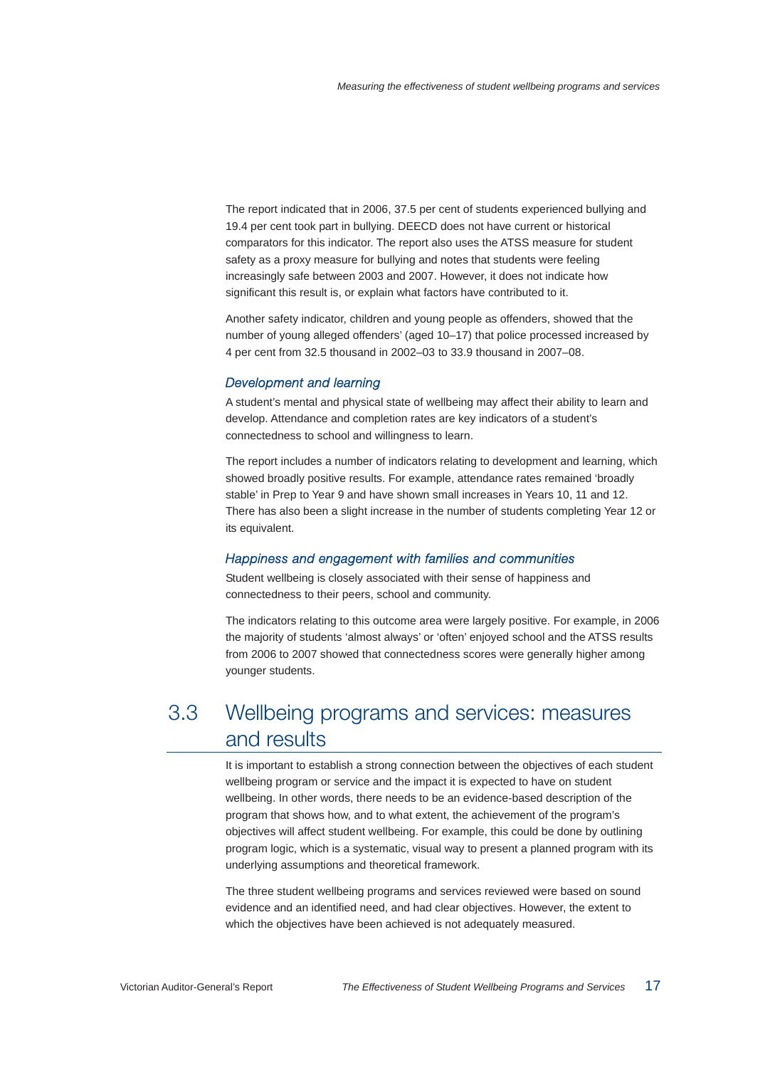The report indicated that in 2006, 37.5 per cent of students experienced bullying and 19.4 per cent took part in bullying. DEECD does not have current or historical comparators for this indicator. The report also uses the ATSS measure for student safety as a proxy measure for bullying and notes that students were feeling increasingly safe between 2003 and 2007. However, it does not indicate how significant this result is, or explain what factors have contributed to it.

Another safety indicator, children and young people as offenders, showed that the number of young alleged offenders' (aged 10–17) that police processed increased by 4 per cent from 32.5 thousand in 2002–03 to 33.9 thousand in 2007–08.

### *Development and learning*

A student's mental and physical state of wellbeing may affect their ability to learn and develop. Attendance and completion rates are key indicators of a student's connectedness to school and willingness to learn.

The report includes a number of indicators relating to development and learning, which showed broadly positive results. For example, attendance rates remained 'broadly stable' in Prep to Year 9 and have shown small increases in Years 10, 11 and 12. There has also been a slight increase in the number of students completing Year 12 or its equivalent.

### *Happiness and engagement with families and communities*

Student wellbeing is closely associated with their sense of happiness and connectedness to their peers, school and community.

The indicators relating to this outcome area were largely positive. For example, in 2006 the majority of students 'almost always' or 'often' enjoyed school and the ATSS results from 2006 to 2007 showed that connectedness scores were generally higher among younger students.

## 3.3 Wellbeing programs and services: measures and results

It is important to establish a strong connection between the objectives of each student wellbeing program or service and the impact it is expected to have on student wellbeing. In other words, there needs to be an evidence-based description of the program that shows how, and to what extent, the achievement of the program's objectives will affect student wellbeing. For example, this could be done by outlining program logic, which is a systematic, visual way to present a planned program with its underlying assumptions and theoretical framework.

The three student wellbeing programs and services reviewed were based on sound evidence and an identified need, and had clear objectives. However, the extent to which the objectives have been achieved is not adequately measured.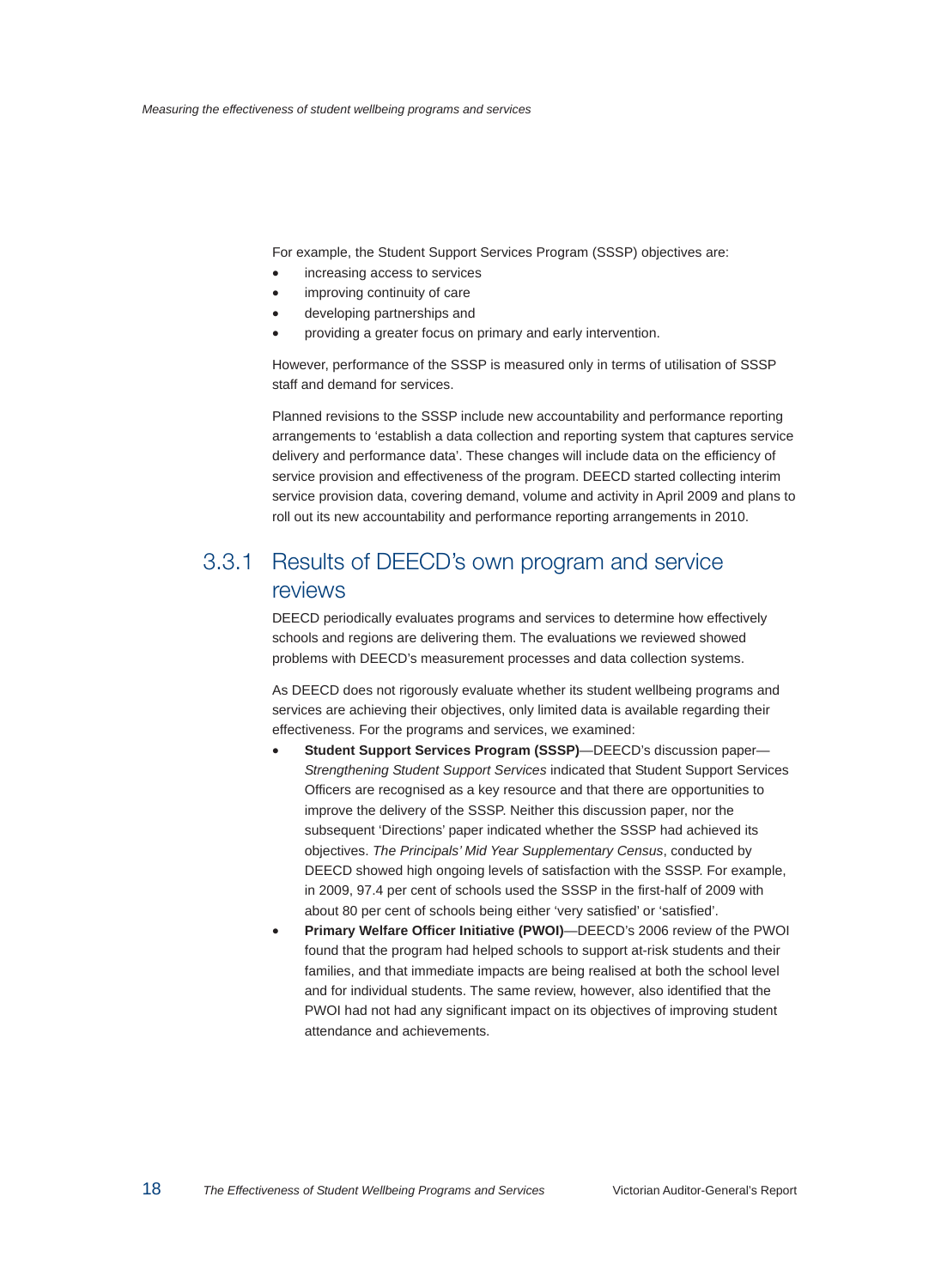For example, the Student Support Services Program (SSSP) objectives are:

- increasing access to services
- improving continuity of care
- developing partnerships and
- providing a greater focus on primary and early intervention.

However, performance of the SSSP is measured only in terms of utilisation of SSSP staff and demand for services.

Planned revisions to the SSSP include new accountability and performance reporting arrangements to 'establish a data collection and reporting system that captures service delivery and performance data'. These changes will include data on the efficiency of service provision and effectiveness of the program. DEECD started collecting interim service provision data, covering demand, volume and activity in April 2009 and plans to roll out its new accountability and performance reporting arrangements in 2010.

### 3.3.1 Results of DEECD's own program and service reviews

DEECD periodically evaluates programs and services to determine how effectively schools and regions are delivering them. The evaluations we reviewed showed problems with DEECD's measurement processes and data collection systems.

As DEECD does not rigorously evaluate whether its student wellbeing programs and services are achieving their objectives, only limited data is available regarding their effectiveness. For the programs and services, we examined:

- **Student Support Services Program (SSSP)**—DEECD's discussion paper—*Strengthening Student Support Services* indicated that Student Support Services Officers are recognised as a key resource and that there are opportunities to improve the delivery of the SSSP. Neither this discussion paper, nor the subsequent 'Directions' paper indicated whether the SSSP had achieved its objectives. *The Principals' Mid Year Supplementary Census*, conducted by DEECD showed high ongoing levels of satisfaction with the SSSP. For example, in 2009, 97.4 per cent of schools used the SSSP in the first-half of 2009 with about 80 per cent of schools being either 'very satisfied' or 'satisfied'.
- **Primary Welfare Officer Initiative (PWOI)**—DEECD's 2006 review of the PWOI found that the program had helped schools to support at-risk students and their families, and that immediate impacts are being realised at both the school level and for individual students. The same review, however, also identified that the PWOI had not had any significant impact on its objectives of improving student attendance and achievements.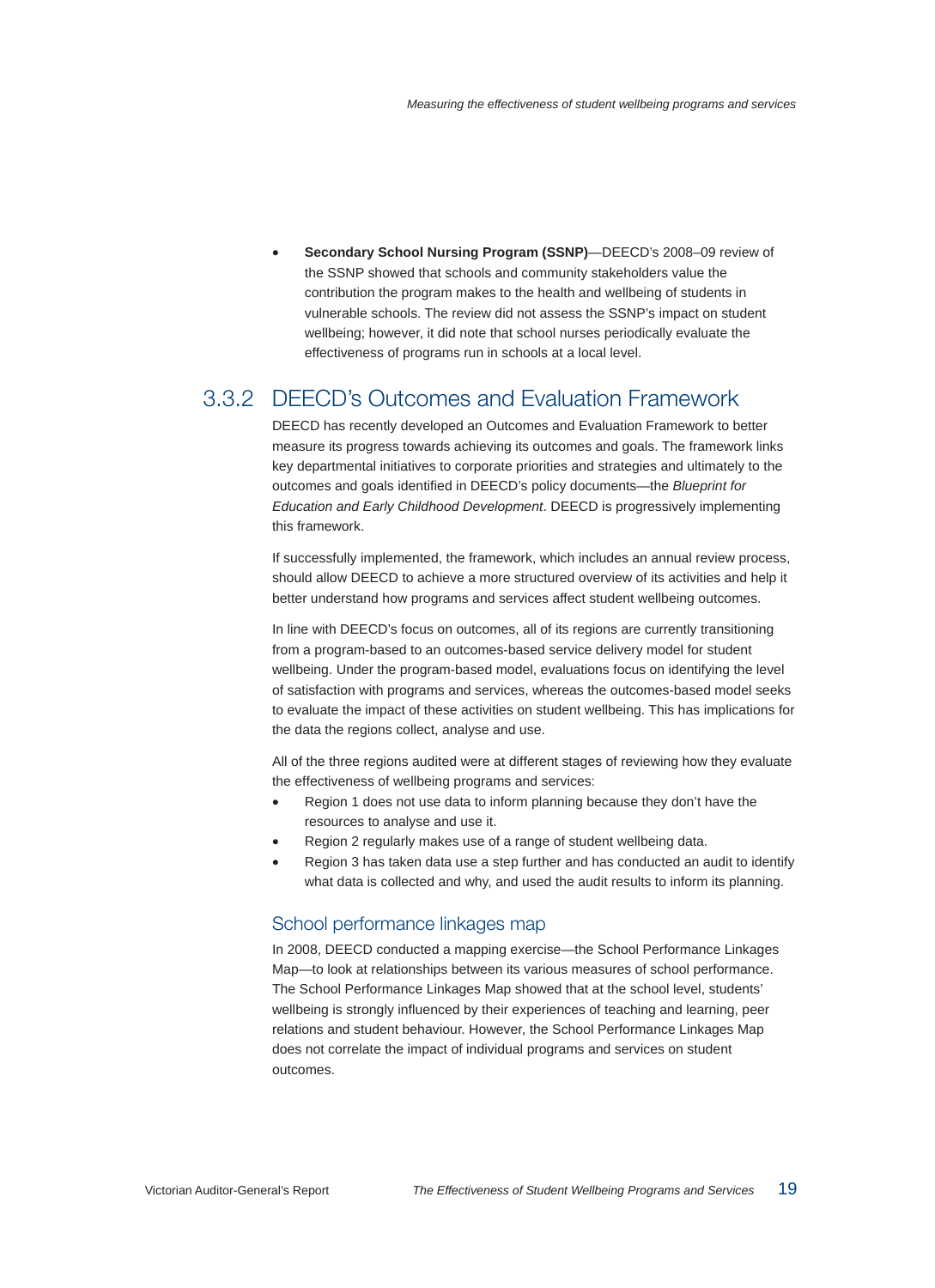- **Secondary School Nursing Program (SSNP)**—DEECD's 2008–09 review of the SSNP showed that schools and community stakeholders value the contribution the program makes to the health and wellbeing of students in vulnerable schools. The review did not assess the SSNP's impact on student wellbeing; however, it did note that school nurses periodically evaluate the effectiveness of programs run in schools at a local level.

## 3.3.2 DEECD's Outcomes and Evaluation Framework

DEECD has recently developed an Outcomes and Evaluation Framework to better measure its progress towards achieving its outcomes and goals. The framework links key departmental initiatives to corporate priorities and strategies and ultimately to the outcomes and goals identified in DEECD's policy documents—the *Blueprint for Education and Early Childhood Development*. DEECD is progressively implementing this framework.

If successfully implemented, the framework, which includes an annual review process, should allow DEECD to achieve a more structured overview of its activities and help it better understand how programs and services affect student wellbeing outcomes.

In line with DEECD's focus on outcomes, all of its regions are currently transitioning from a program-based to an outcomes-based service delivery model for student wellbeing. Under the program-based model, evaluations focus on identifying the level of satisfaction with programs and services, whereas the outcomes-based model seeks to evaluate the impact of these activities on student wellbeing. This has implications for the data the regions collect, analyse and use.

All of the three regions audited were at different stages of reviewing how they evaluate the effectiveness of wellbeing programs and services:

- Region 1 does not use data to inform planning because they don't have the resources to analyse and use it.
- Region 2 regularly makes use of a range of student wellbeing data.
- Region 3 has taken data use a step further and has conducted an audit to identify what data is collected and why, and used the audit results to inform its planning.

### School performance linkages map

In 2008, DEECD conducted a mapping exercise—the School Performance Linkages Map—to look at relationships between its various measures of school performance. The School Performance Linkages Map showed that at the school level, students' wellbeing is strongly influenced by their experiences of teaching and learning, peer relations and student behaviour. However, the School Performance Linkages Map does not correlate the impact of individual programs and services on student outcomes.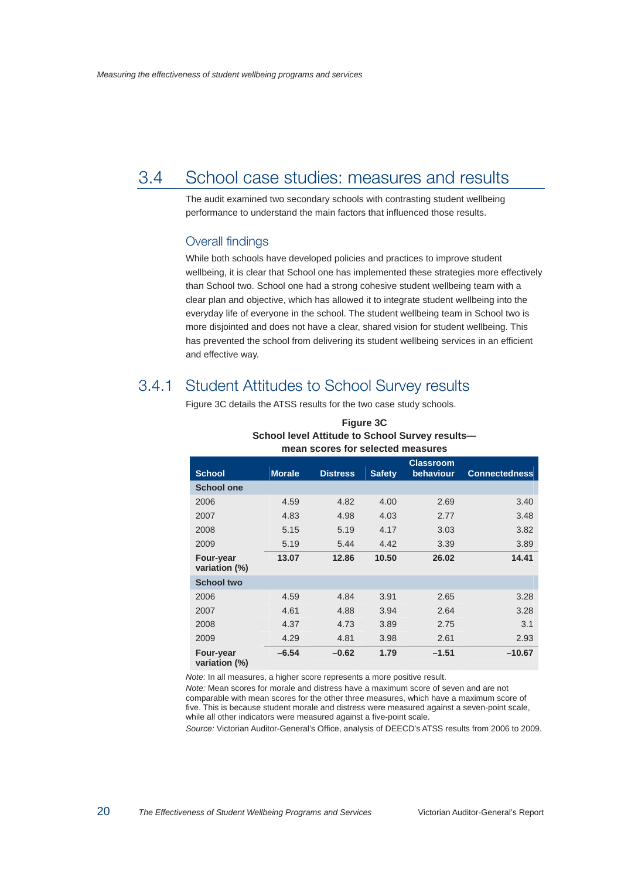## 3.4 School case studies: measures and results

The audit examined two secondary schools with contrasting student wellbeing performance to understand the main factors that influenced those results.

### Overall findings

While both schools have developed policies and practices to improve student wellbeing, it is clear that School one has implemented these strategies more effectively than School two. School one had a strong cohesive student wellbeing team with a clear plan and objective, which has allowed it to integrate student wellbeing into the everyday life of everyone in the school. The student wellbeing team in School two is more disjointed and does not have a clear, shared vision for student wellbeing. This has prevented the school from delivering its student wellbeing services in an efficient and effective way.

### 3.4.1 Student Attitudes to School Survey results

Figure 3C details the ATSS results for the two case study schools.

**Figure 3C**
**School level Attitude to School Survey results—mean scores for selected measures**

| School | Morale | Distress | Safety | Classroom behaviour | Connectedness |
|---|---|---|---|---|---|
| **School one** | | | | | |
| 2006 | 4.59 | 4.82 | 4.00 | 2.69 | 3.40 |
| 2007 | 4.83 | 4.98 | 4.03 | 2.77 | 3.48 |
| 2008 | 5.15 | 5.19 | 4.17 | 3.03 | 3.82 |
| 2009 | 5.19 | 5.44 | 4.42 | 3.39 | 3.89 |
| **Four-year variation (%)** | **13.07** | **12.86** | **10.50** | **26.02** | **14.41** |
| **School two** | | | | | |
| 2006 | 4.59 | 4.84 | 3.91 | 2.65 | 3.28 |
| 2007 | 4.61 | 4.88 | 3.94 | 2.64 | 3.28 |
| 2008 | 4.37 | 4.73 | 3.89 | 2.75 | 3.1 |
| 2009 | 4.29 | 4.81 | 3.98 | 2.61 | 2.93 |
| **Four-year variation (%)** | **–6.54** | **–0.62** | **1.79** | **–1.51** | **–10.67** |

*Note:* In all measures, a higher score represents a more positive result.
*Note:* Mean scores for morale and distress have a maximum score of seven and are not comparable with mean scores for the other three measures, which have a maximum score of five. This is because student morale and distress were measured against a seven-point scale, while all other indicators were measured against a five-point scale.
*Source:* Victorian Auditor-General's Office, analysis of DEECD's ATSS results from 2006 to 2009.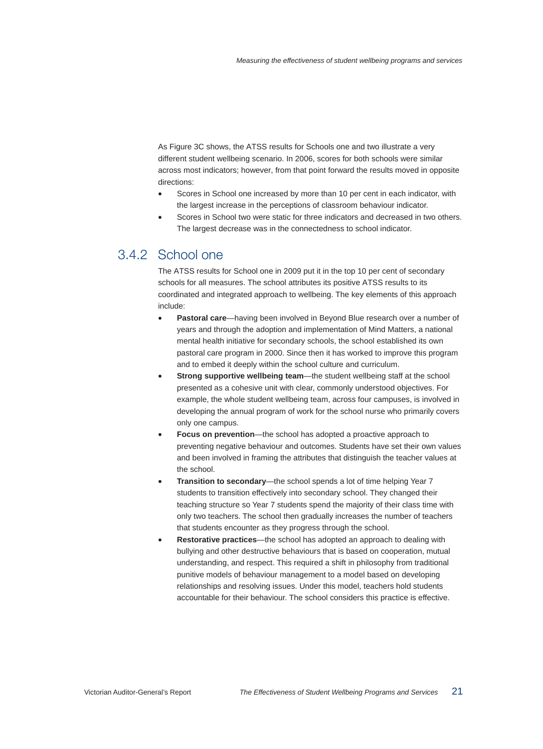As Figure 3C shows, the ATSS results for Schools one and two illustrate a very different student wellbeing scenario. In 2006, scores for both schools were similar across most indicators; however, from that point forward the results moved in opposite directions:

- Scores in School one increased by more than 10 per cent in each indicator, with the largest increase in the perceptions of classroom behaviour indicator.
- Scores in School two were static for three indicators and decreased in two others. The largest decrease was in the connectedness to school indicator.

### 3.4.2 School one

The ATSS results for School one in 2009 put it in the top 10 per cent of secondary schools for all measures. The school attributes its positive ATSS results to its coordinated and integrated approach to wellbeing. The key elements of this approach include:

- **Pastoral care**—having been involved in Beyond Blue research over a number of years and through the adoption and implementation of Mind Matters, a national mental health initiative for secondary schools, the school established its own pastoral care program in 2000. Since then it has worked to improve this program and to embed it deeply within the school culture and curriculum.
- **Strong supportive wellbeing team**—the student wellbeing staff at the school presented as a cohesive unit with clear, commonly understood objectives. For example, the whole student wellbeing team, across four campuses, is involved in developing the annual program of work for the school nurse who primarily covers only one campus.
- **Focus on prevention**—the school has adopted a proactive approach to preventing negative behaviour and outcomes. Students have set their own values and been involved in framing the attributes that distinguish the teacher values at the school.
- **Transition to secondary**—the school spends a lot of time helping Year 7 students to transition effectively into secondary school. They changed their teaching structure so Year 7 students spend the majority of their class time with only two teachers. The school then gradually increases the number of teachers that students encounter as they progress through the school.
- **Restorative practices**—the school has adopted an approach to dealing with bullying and other destructive behaviours that is based on cooperation, mutual understanding, and respect. This required a shift in philosophy from traditional punitive models of behaviour management to a model based on developing relationships and resolving issues. Under this model, teachers hold students accountable for their behaviour. The school considers this practice is effective.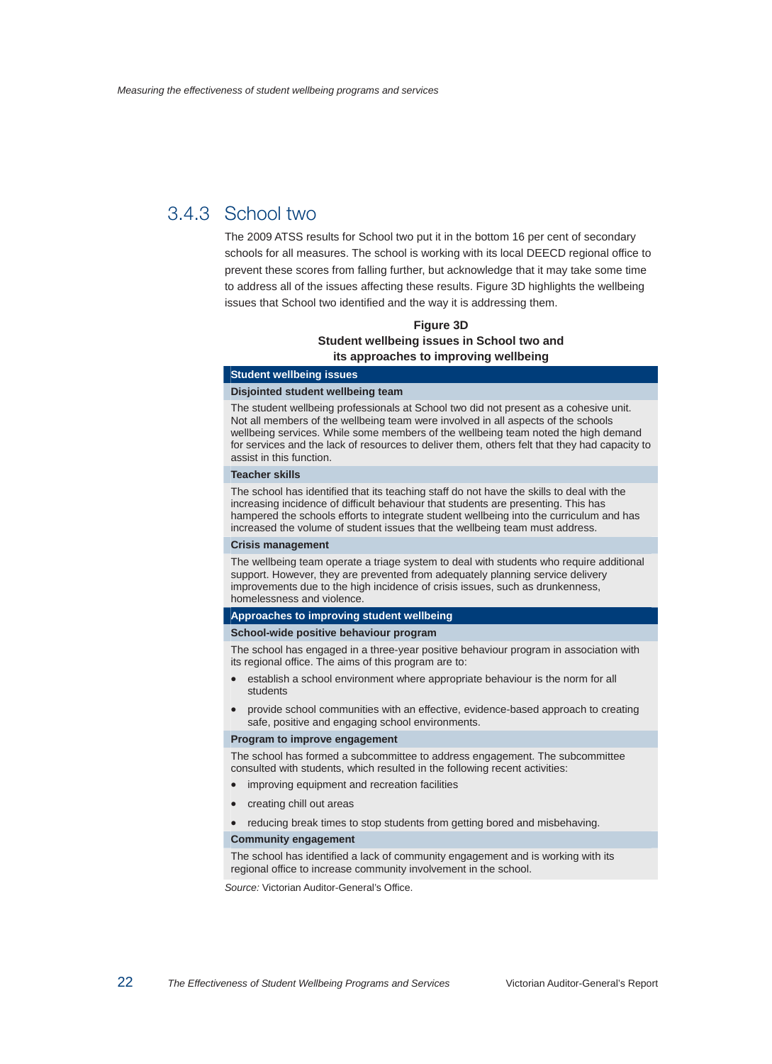## 3.4.3 School two

The 2009 ATSS results for School two put it in the bottom 16 per cent of secondary schools for all measures. The school is working with its local DEECD regional office to prevent these scores from falling further, but acknowledge that it may take some time to address all of the issues affecting these results. Figure 3D highlights the wellbeing issues that School two identified and the way it is addressing them.

**Figure 3D**
**Student wellbeing issues in School two and its approaches to improving wellbeing**

| Student wellbeing issues |
|---|
| **Disjointed student wellbeing team** |
| The student wellbeing professionals at School two did not present as a cohesive unit. Not all members of the wellbeing team were involved in all aspects of the schools wellbeing services. While some members of the wellbeing team noted the high demand for services and the lack of resources to deliver them, others felt that they had capacity to assist in this function. |
| **Teacher skills** |
| The school has identified that its teaching staff do not have the skills to deal with the increasing incidence of difficult behaviour that students are presenting. This has hampered the schools efforts to integrate student wellbeing into the curriculum and has increased the volume of student issues that the wellbeing team must address. |
| **Crisis management** |
| The wellbeing team operate a triage system to deal with students who require additional support. However, they are prevented from adequately planning service delivery improvements due to the high incidence of crisis issues, such as drunkenness, homelessness and violence. |
| **Approaches to improving student wellbeing** |
| **School-wide positive behaviour program** |
| The school has engaged in a three-year positive behaviour program in association with its regional office. The aims of this program are to:<br>• establish a school environment where appropriate behaviour is the norm for all students<br>• provide school communities with an effective, evidence-based approach to creating safe, positive and engaging school environments. |
| **Program to improve engagement** |
| The school has formed a subcommittee to address engagement. The subcommittee consulted with students, which resulted in the following recent activities:<br>• improving equipment and recreation facilities<br>• creating chill out areas<br>• reducing break times to stop students from getting bored and misbehaving. |
| **Community engagement** |
| The school has identified a lack of community engagement and is working with its regional office to increase community involvement in the school. |

*Source:* Victorian Auditor-General's Office.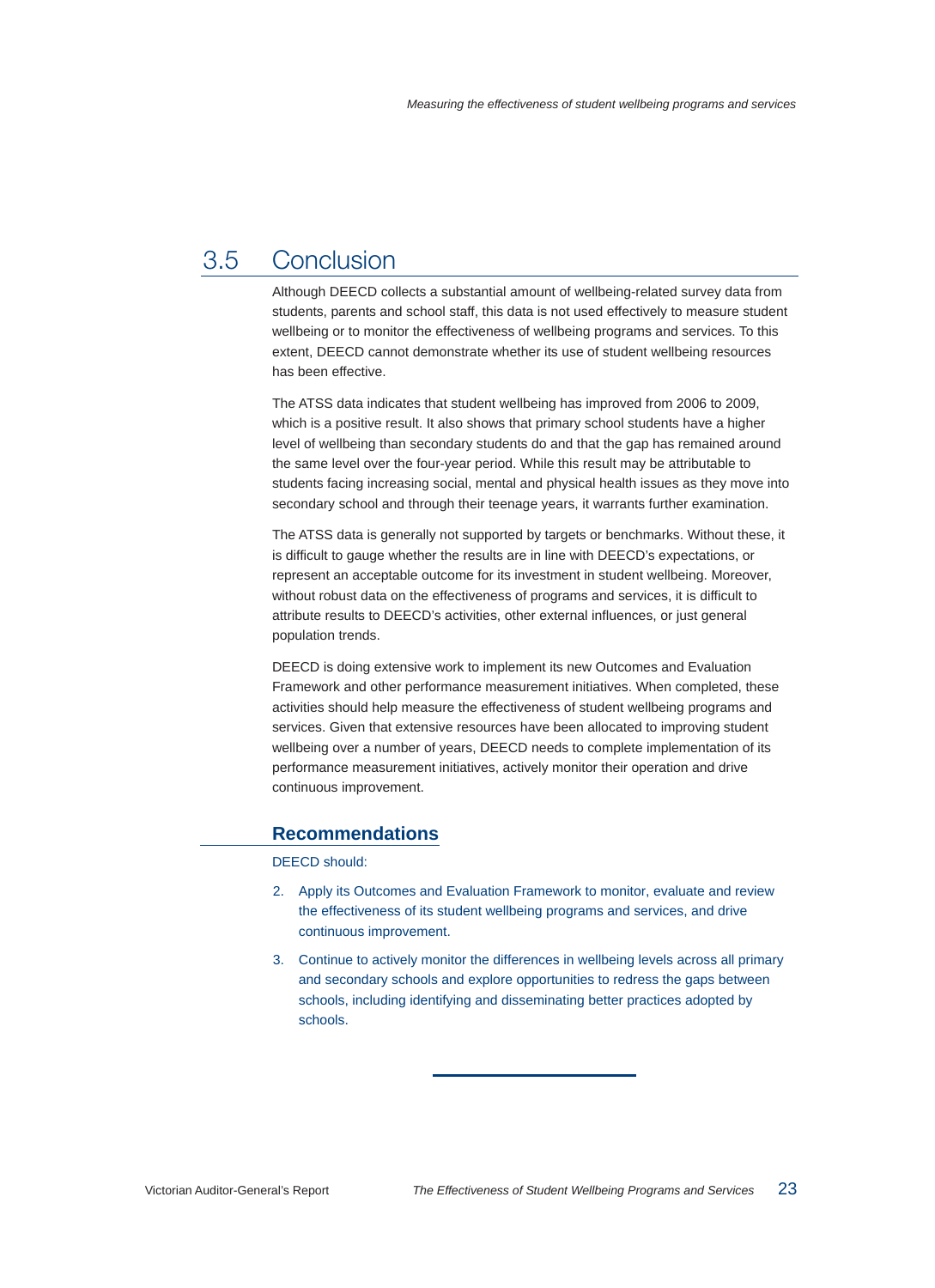## 3.5 Conclusion

Although DEECD collects a substantial amount of wellbeing-related survey data from students, parents and school staff, this data is not used effectively to measure student wellbeing or to monitor the effectiveness of wellbeing programs and services. To this extent, DEECD cannot demonstrate whether its use of student wellbeing resources has been effective.

The ATSS data indicates that student wellbeing has improved from 2006 to 2009, which is a positive result. It also shows that primary school students have a higher level of wellbeing than secondary students do and that the gap has remained around the same level over the four-year period. While this result may be attributable to students facing increasing social, mental and physical health issues as they move into secondary school and through their teenage years, it warrants further examination.

The ATSS data is generally not supported by targets or benchmarks. Without these, it is difficult to gauge whether the results are in line with DEECD's expectations, or represent an acceptable outcome for its investment in student wellbeing. Moreover, without robust data on the effectiveness of programs and services, it is difficult to attribute results to DEECD's activities, other external influences, or just general population trends.

DEECD is doing extensive work to implement its new Outcomes and Evaluation Framework and other performance measurement initiatives. When completed, these activities should help measure the effectiveness of student wellbeing programs and services. Given that extensive resources have been allocated to improving student wellbeing over a number of years, DEECD needs to complete implementation of its performance measurement initiatives, actively monitor their operation and drive continuous improvement.

### Recommendations

DEECD should:

2. Apply its Outcomes and Evaluation Framework to monitor, evaluate and review the effectiveness of its student wellbeing programs and services, and drive continuous improvement.
3. Continue to actively monitor the differences in wellbeing levels across all primary and secondary schools and explore opportunities to redress the gaps between schools, including identifying and disseminating better practices adopted by schools.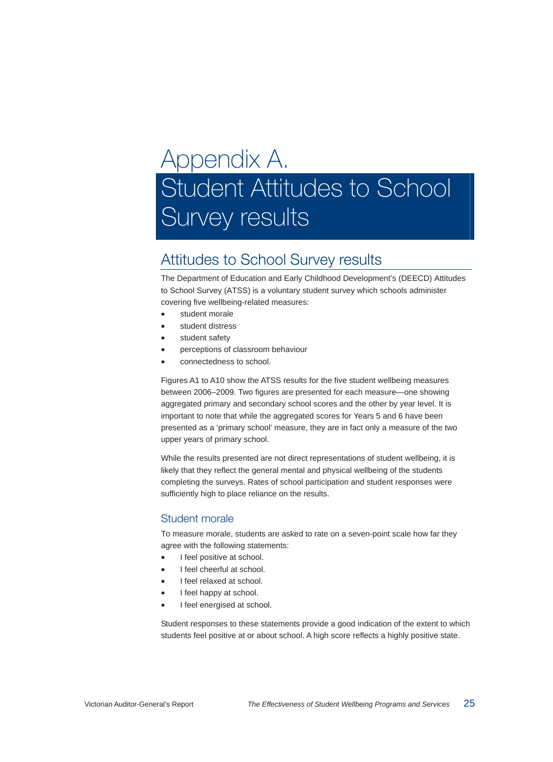# Appendix A. Student Attitudes to School Survey results

## Attitudes to School Survey results

The Department of Education and Early Childhood Development's (DEECD) Attitudes to School Survey (ATSS) is a voluntary student survey which schools administer covering five wellbeing-related measures:

- student morale
- student distress
- student safety
- perceptions of classroom behaviour
- connectedness to school.

Figures A1 to A10 show the ATSS results for the five student wellbeing measures between 2006–2009. Two figures are presented for each measure—one showing aggregated primary and secondary school scores and the other by year level. It is important to note that while the aggregated scores for Years 5 and 6 have been presented as a 'primary school' measure, they are in fact only a measure of the two upper years of primary school.

While the results presented are not direct representations of student wellbeing, it is likely that they reflect the general mental and physical wellbeing of the students completing the surveys. Rates of school participation and student responses were sufficiently high to place reliance on the results.

### Student morale

To measure morale, students are asked to rate on a seven-point scale how far they agree with the following statements:

- I feel positive at school.
- I feel cheerful at school.
- I feel relaxed at school.
- I feel happy at school.
- I feel energised at school.

Student responses to these statements provide a good indication of the extent to which students feel positive at or about school. A high score reflects a highly positive state.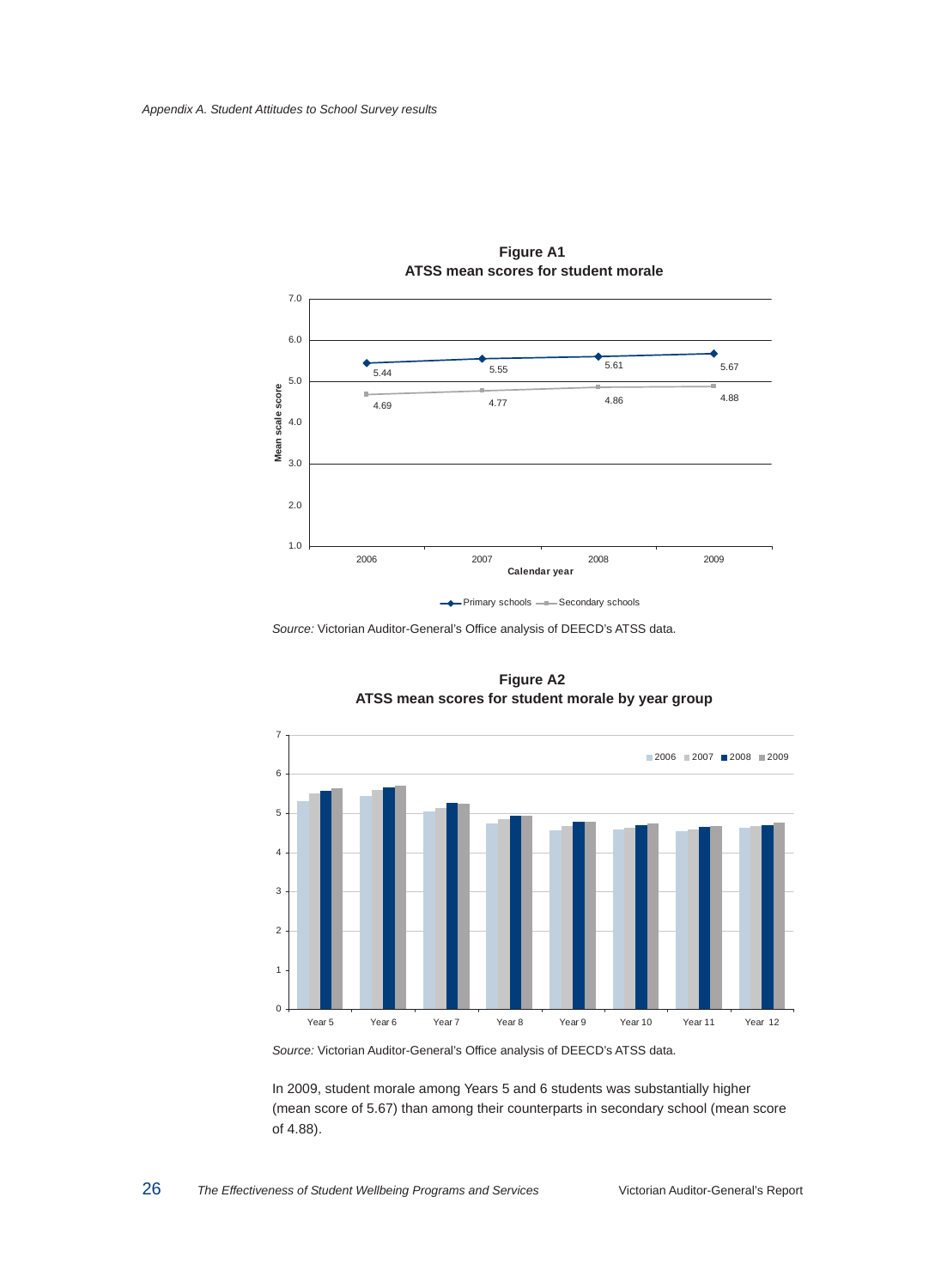**Figure A1**
**ATSS mean scores for student morale**

| Calendar year | 2006 | 2007 | 2008 | 2009 |
|---|---|---|---|---|
| Primary schools | 5.44 | 5.55 | 5.61 | 5.67 |
| Secondary schools | 4.69 | 4.77 | 4.86 | 4.88 |

*Source:* Victorian Auditor-General's Office analysis of DEECD's ATSS data.

**Figure A2**
**ATSS mean scores for student morale by year group**

*Source:* Victorian Auditor-General's Office analysis of DEECD's ATSS data.

In 2009, student morale among Years 5 and 6 students was substantially higher (mean score of 5.67) than among their counterparts in secondary school (mean score of 4.88).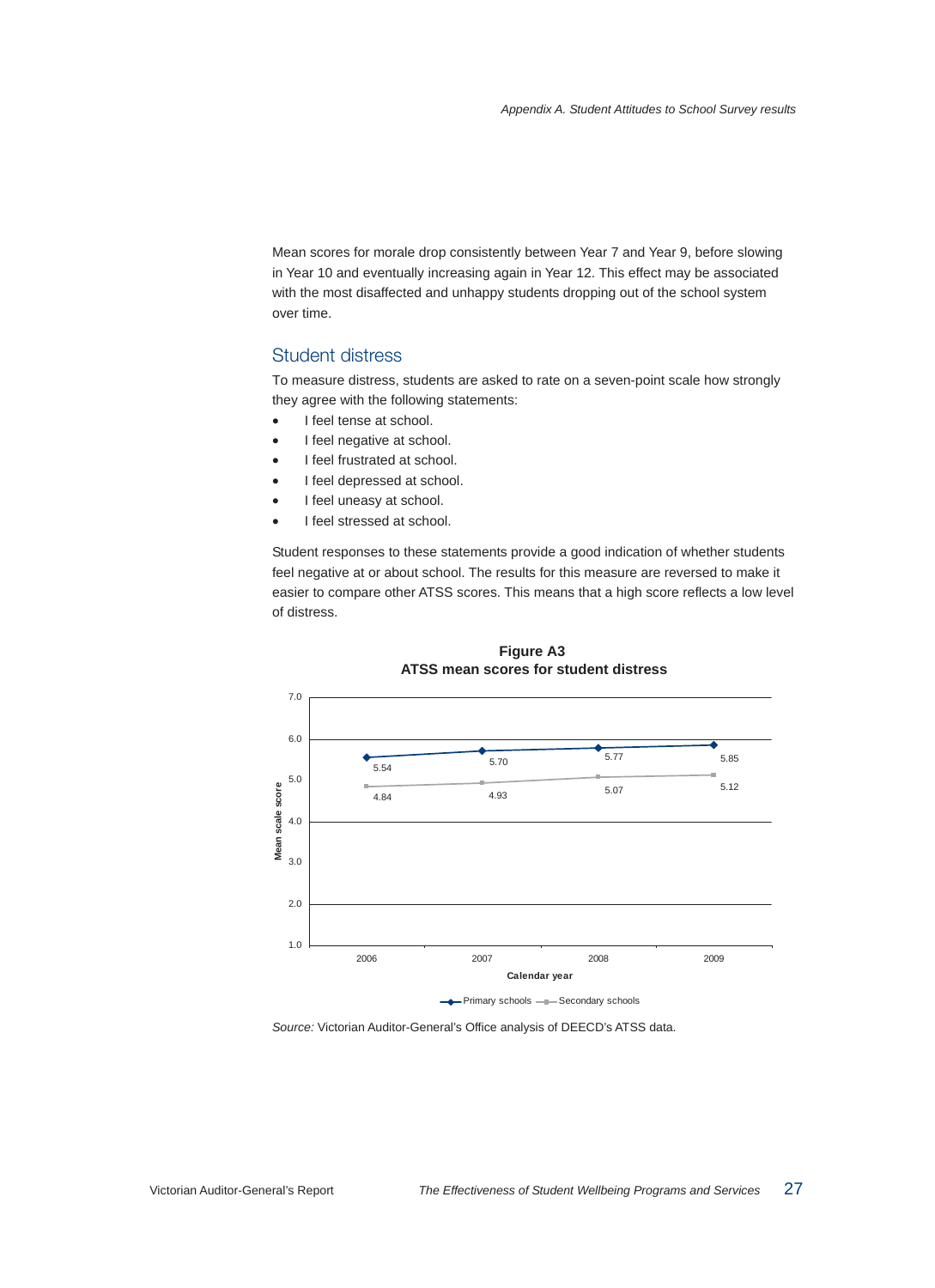Mean scores for morale drop consistently between Year 7 and Year 9, before slowing in Year 10 and eventually increasing again in Year 12. This effect may be associated with the most disaffected and unhappy students dropping out of the school system over time.

## Student distress

To measure distress, students are asked to rate on a seven-point scale how strongly they agree with the following statements:

- I feel tense at school.
- I feel negative at school.
- I feel frustrated at school.
- I feel depressed at school.
- I feel uneasy at school.
- I feel stressed at school.

Student responses to these statements provide a good indication of whether students feel negative at or about school. The results for this measure are reversed to make it easier to compare other ATSS scores. This means that a high score reflects a low level of distress.

**Figure A3**
**ATSS mean scores for student distress**

| Calendar year | Primary schools | Secondary schools |
| --- | --- | --- |
| 2006 | 5.54 | 4.84 |
| 2007 | 5.70 | 4.93 |
| 2008 | 5.77 | 5.07 |
| 2009 | 5.85 | 5.12 |

*Source:* Victorian Auditor-General's Office analysis of DEECD's ATSS data.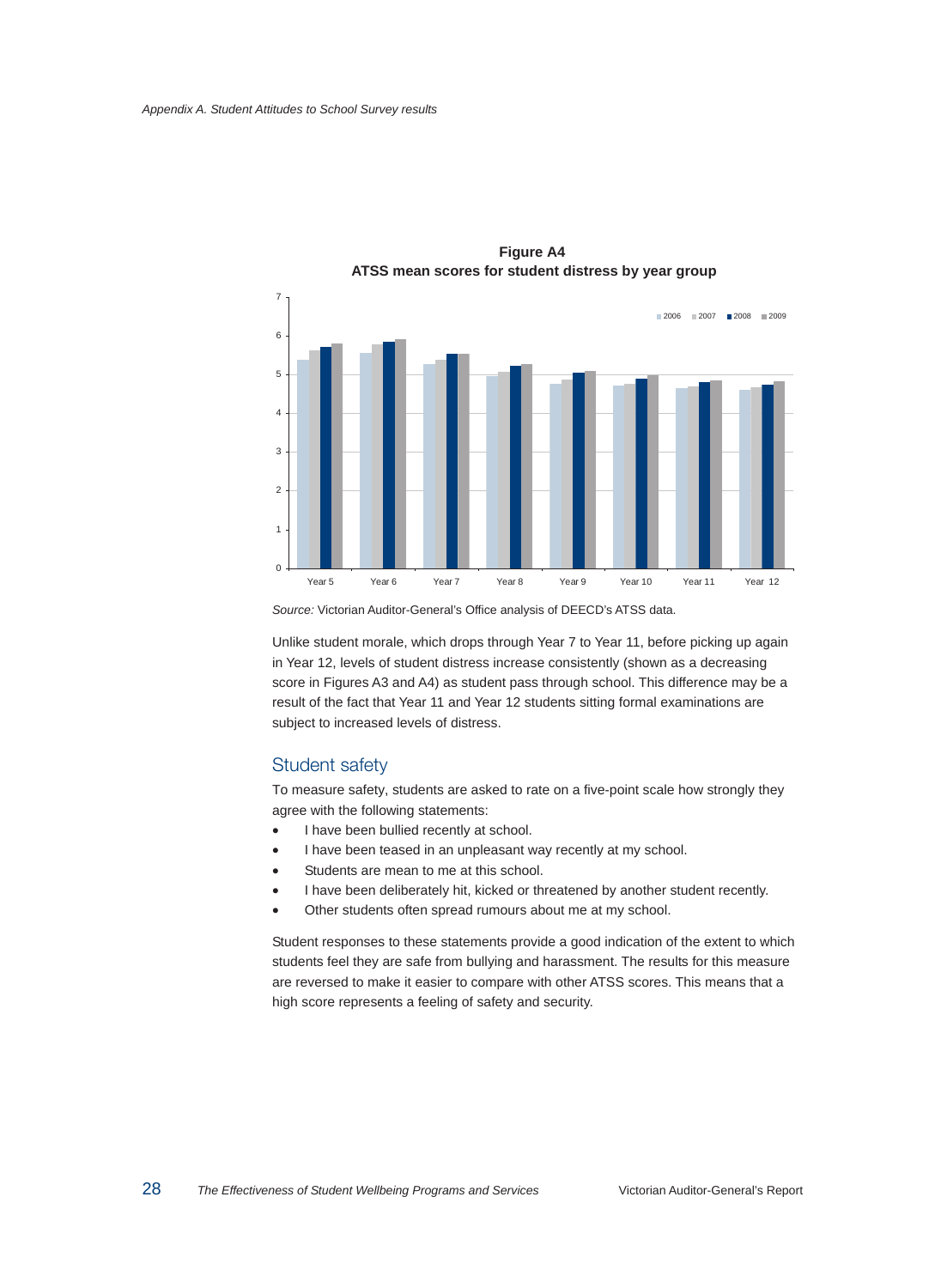**Figure A4**
**ATSS mean scores for student distress by year group**

*Source:* Victorian Auditor-General's Office analysis of DEECD's ATSS data.

Unlike student morale, which drops through Year 7 to Year 11, before picking up again in Year 12, levels of student distress increase consistently (shown as a decreasing score in Figures A3 and A4) as student pass through school. This difference may be a result of the fact that Year 11 and Year 12 students sitting formal examinations are subject to increased levels of distress.

## Student safety

To measure safety, students are asked to rate on a five-point scale how strongly they agree with the following statements:

- I have been bullied recently at school.
- I have been teased in an unpleasant way recently at my school.
- Students are mean to me at this school.
- I have been deliberately hit, kicked or threatened by another student recently.
- Other students often spread rumours about me at my school.

Student responses to these statements provide a good indication of the extent to which students feel they are safe from bullying and harassment. The results for this measure are reversed to make it easier to compare with other ATSS scores. This means that a high score represents a feeling of safety and security.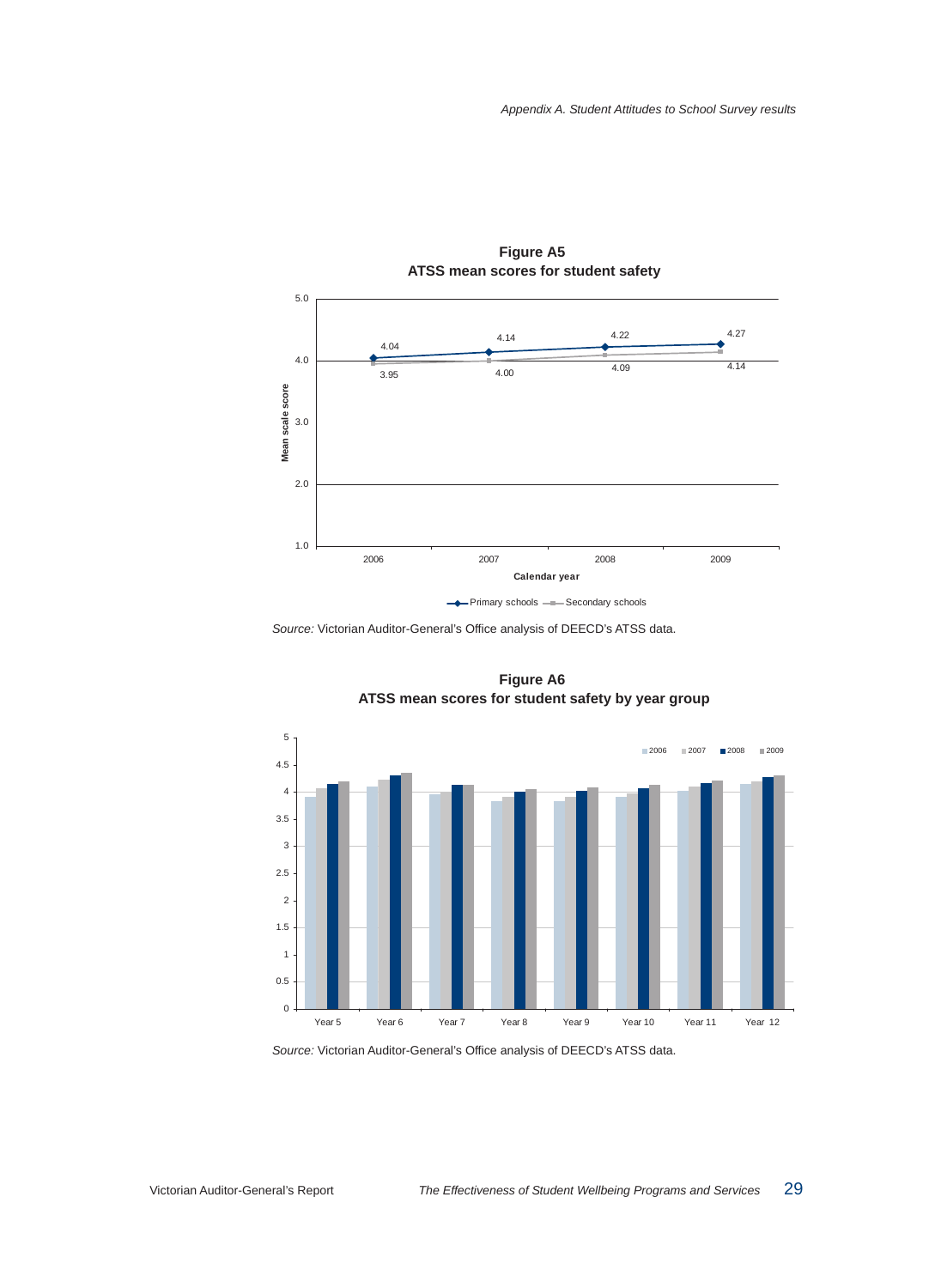**Figure A5**
**ATSS mean scores for student safety**

| Calendar year | 2006 | 2007 | 2008 | 2009 |
|---|---|---|---|---|
| Primary schools | 4.04 | 4.14 | 4.22 | 4.27 |
| Secondary schools | 3.95 | 4.00 | 4.09 | 4.14 |

*Source:* Victorian Auditor-General's Office analysis of DEECD's ATSS data.

**Figure A6**
**ATSS mean scores for student safety by year group**

*Source:* Victorian Auditor-General's Office analysis of DEECD's ATSS data.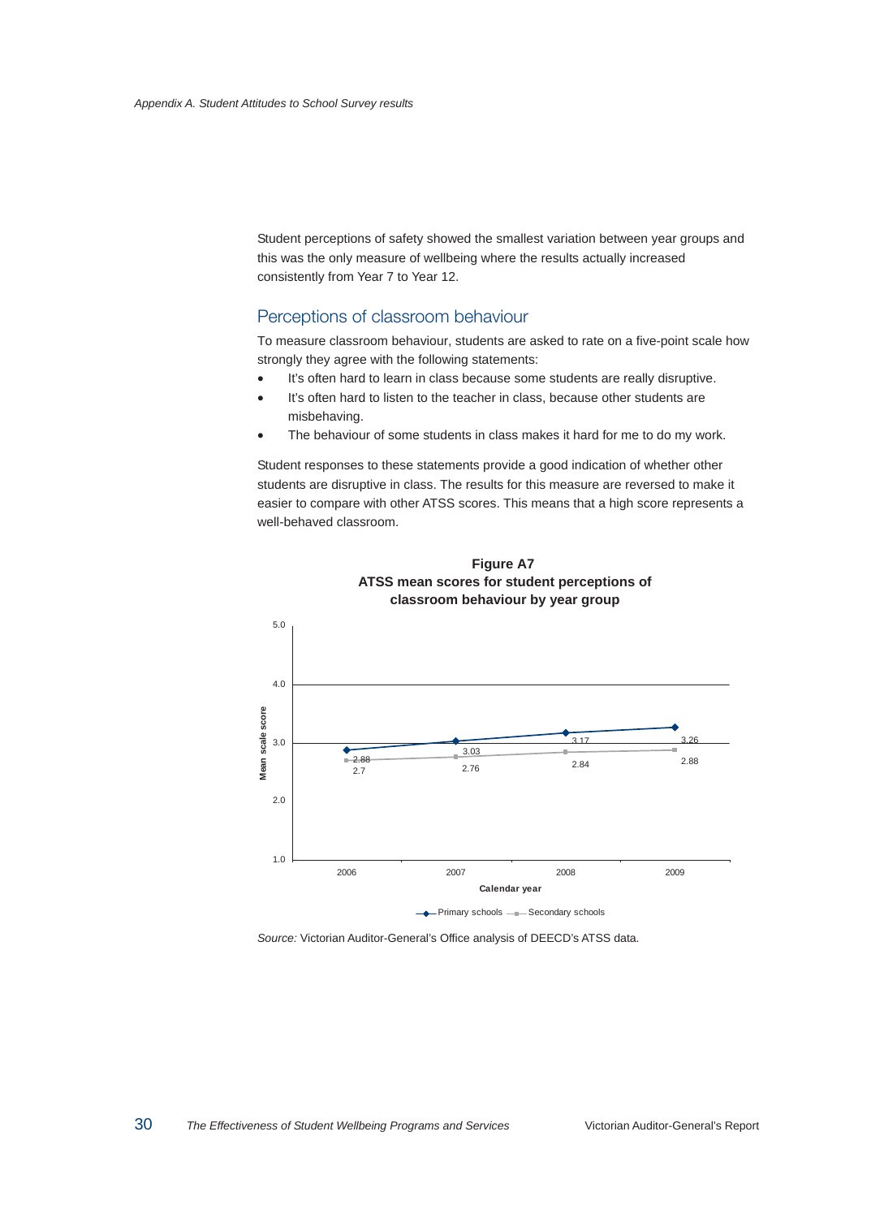Student perceptions of safety showed the smallest variation between year groups and this was the only measure of wellbeing where the results actually increased consistently from Year 7 to Year 12.

## Perceptions of classroom behaviour

To measure classroom behaviour, students are asked to rate on a five-point scale how strongly they agree with the following statements:

- It's often hard to learn in class because some students are really disruptive.
- It's often hard to listen to the teacher in class, because other students are misbehaving.
- The behaviour of some students in class makes it hard for me to do my work.

Student responses to these statements provide a good indication of whether other students are disruptive in class. The results for this measure are reversed to make it easier to compare with other ATSS scores. This means that a high score represents a well-behaved classroom.

**Figure A7**
**ATSS mean scores for student perceptions of classroom behaviour by year group**

| Calendar year | Primary schools | Secondary schools |
|---|---|---|
| 2006 | 2.88 | 2.7 |
| 2007 | 3.03 | 2.76 |
| 2008 | 3.17 | 2.84 |
| 2009 | 3.26 | 2.88 |

*Source:* Victorian Auditor-General's Office analysis of DEECD's ATSS data.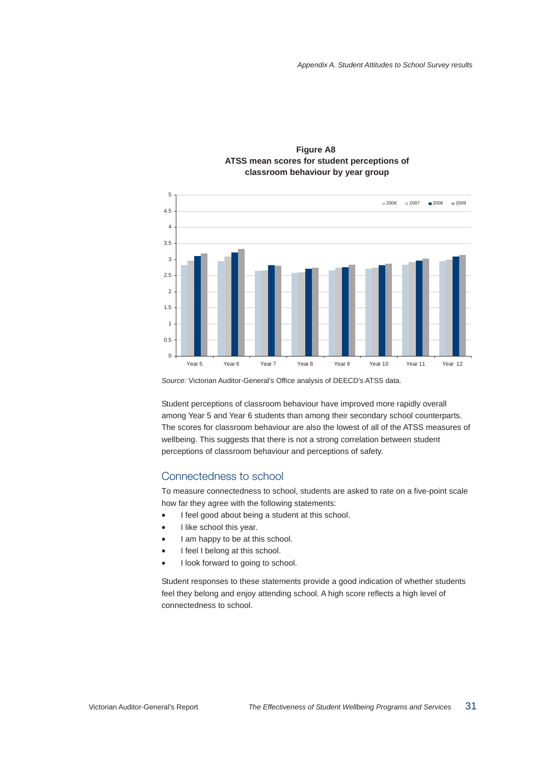**Figure A8**
**ATSS mean scores for student perceptions of classroom behaviour by year group**

*Source:* Victorian Auditor-General's Office analysis of DEECD's ATSS data.

Student perceptions of classroom behaviour have improved more rapidly overall among Year 5 and Year 6 students than among their secondary school counterparts. The scores for classroom behaviour are also the lowest of all of the ATSS measures of wellbeing. This suggests that there is not a strong correlation between student perceptions of classroom behaviour and perceptions of safety.

## Connectedness to school

To measure connectedness to school, students are asked to rate on a five-point scale how far they agree with the following statements:

- I feel good about being a student at this school.
- I like school this year.
- I am happy to be at this school.
- I feel I belong at this school.
- I look forward to going to school.

Student responses to these statements provide a good indication of whether students feel they belong and enjoy attending school. A high score reflects a high level of connectedness to school.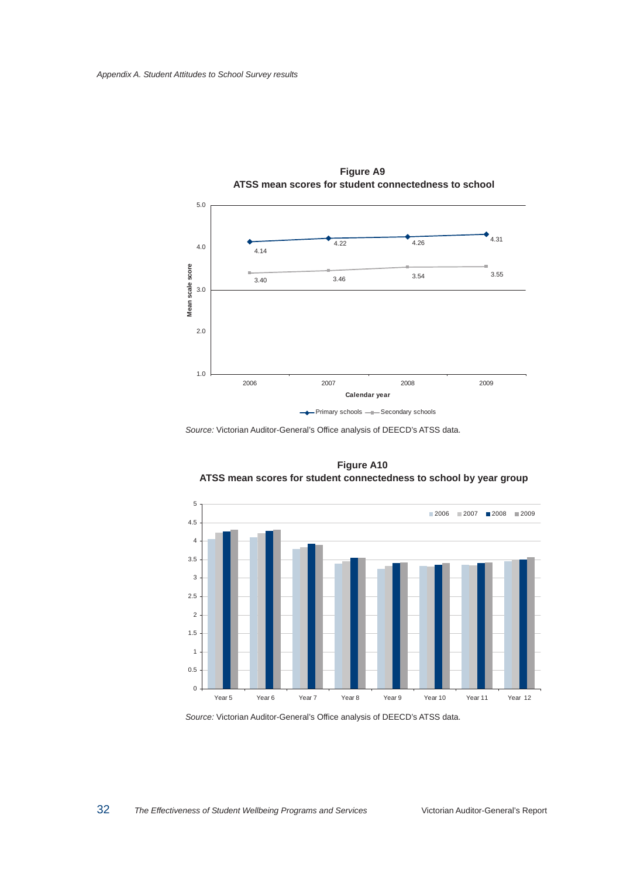**Figure A9**
**ATSS mean scores for student connectedness to school**

| Calendar year | Primary schools | Secondary schools |
|---|---|---|
| 2006 | 4.14 | 3.40 |
| 2007 | 4.22 | 3.46 |
| 2008 | 4.26 | 3.54 |
| 2009 | 4.31 | 3.55 |

*Source:* Victorian Auditor-General's Office analysis of DEECD's ATSS data.

**Figure A10**
**ATSS mean scores for student connectedness to school by year group**

*Source:* Victorian Auditor-General's Office analysis of DEECD's ATSS data.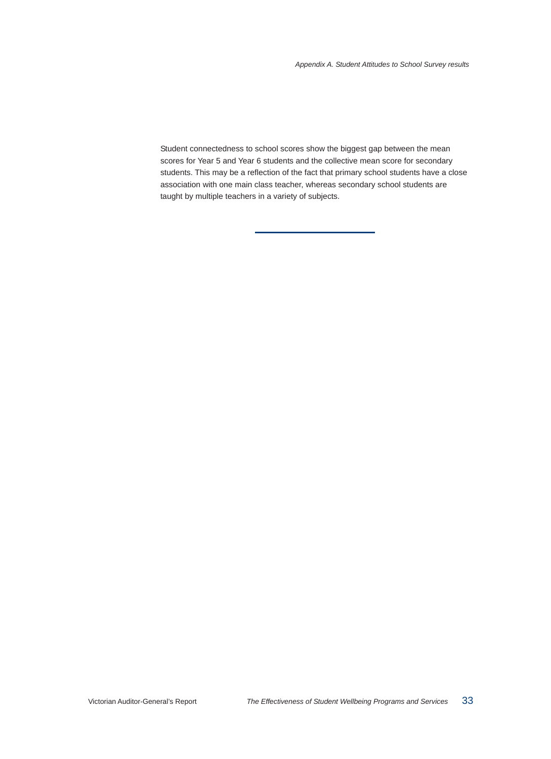Student connectedness to school scores show the biggest gap between the mean scores for Year 5 and Year 6 students and the collective mean score for secondary students. This may be a reflection of the fact that primary school students have a close association with one main class teacher, whereas secondary school students are taught by multiple teachers in a variety of subjects.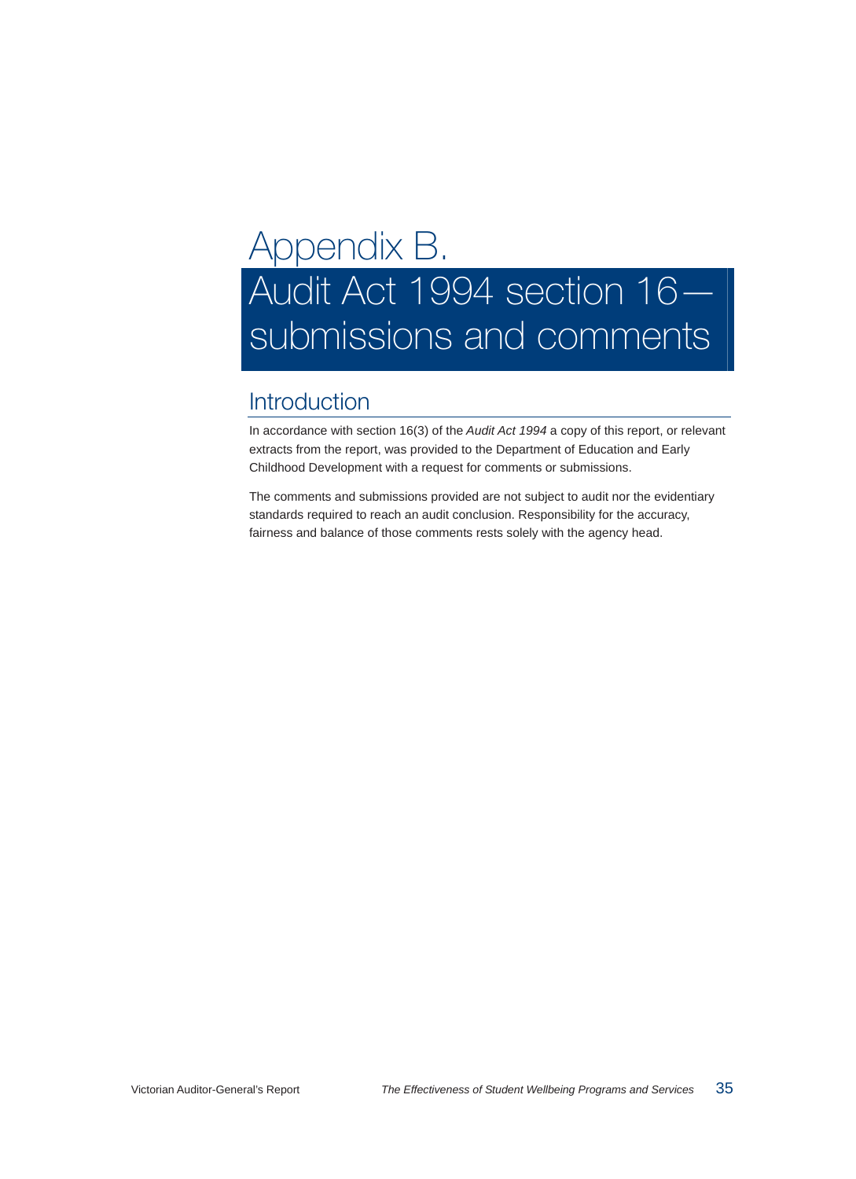# Appendix B. Audit Act 1994 section 16—submissions and comments

## Introduction

In accordance with section 16(3) of the *Audit Act 1994* a copy of this report, or relevant extracts from the report, was provided to the Department of Education and Early Childhood Development with a request for comments or submissions.

The comments and submissions provided are not subject to audit nor the evidentiary standards required to reach an audit conclusion. Responsibility for the accuracy, fairness and balance of those comments rests solely with the agency head.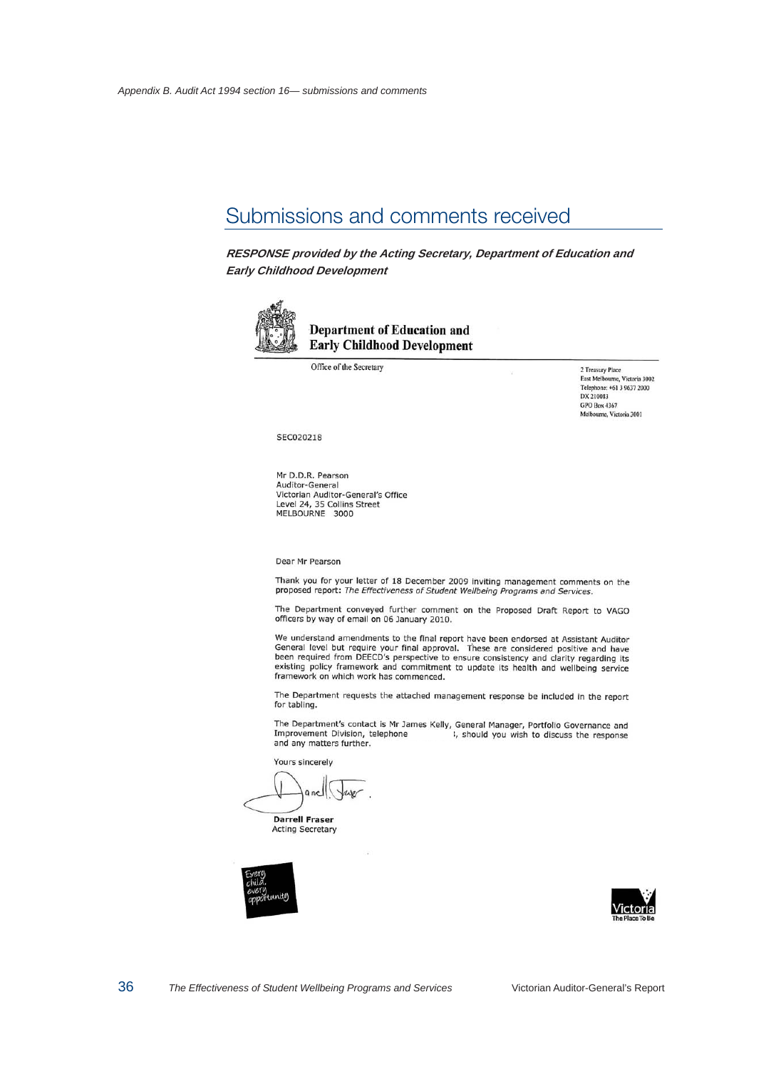## Submissions and comments received

***RESPONSE provided by the Acting Secretary, Department of Education and Early Childhood Development***

**Department of Education and Early Childhood Development**

Office of the Secretary

2 Treasury Place
East Melbourne, Victoria 3002
Telephone: +61 3 9637 2000
DX 210083
GPO Box 4367
Melbourne, Victoria 3001

SEC020218

Mr D.D.R. Pearson
Auditor-General
Victorian Auditor-General's Office
Level 24, 35 Collins Street
MELBOURNE 3000

Dear Mr Pearson

Thank you for your letter of 18 December 2009 inviting management comments on the proposed report: *The Effectiveness of Student Wellbeing Programs and Services*.

The Department conveyed further comment on the Proposed Draft Report to VAGO officers by way of email on 06 January 2010.

We understand amendments to the final report have been endorsed at Assistant Auditor General level but require your final approval. These are considered positive and have been required from DEECD's perspective to ensure consistency and clarity regarding its existing policy framework and commitment to update its health and wellbeing service framework on which work has commenced.

The Department requests the attached management response be included in the report for tabling.

The Department's contact is Mr James Kelly, General Manager, Portfolio Governance and Improvement Division, telephone , should you wish to discuss the response and any matters further.

Yours sincerely

**Darrell Fraser**
Acting Secretary

Every child, every opportunity

Victoria The Place To Be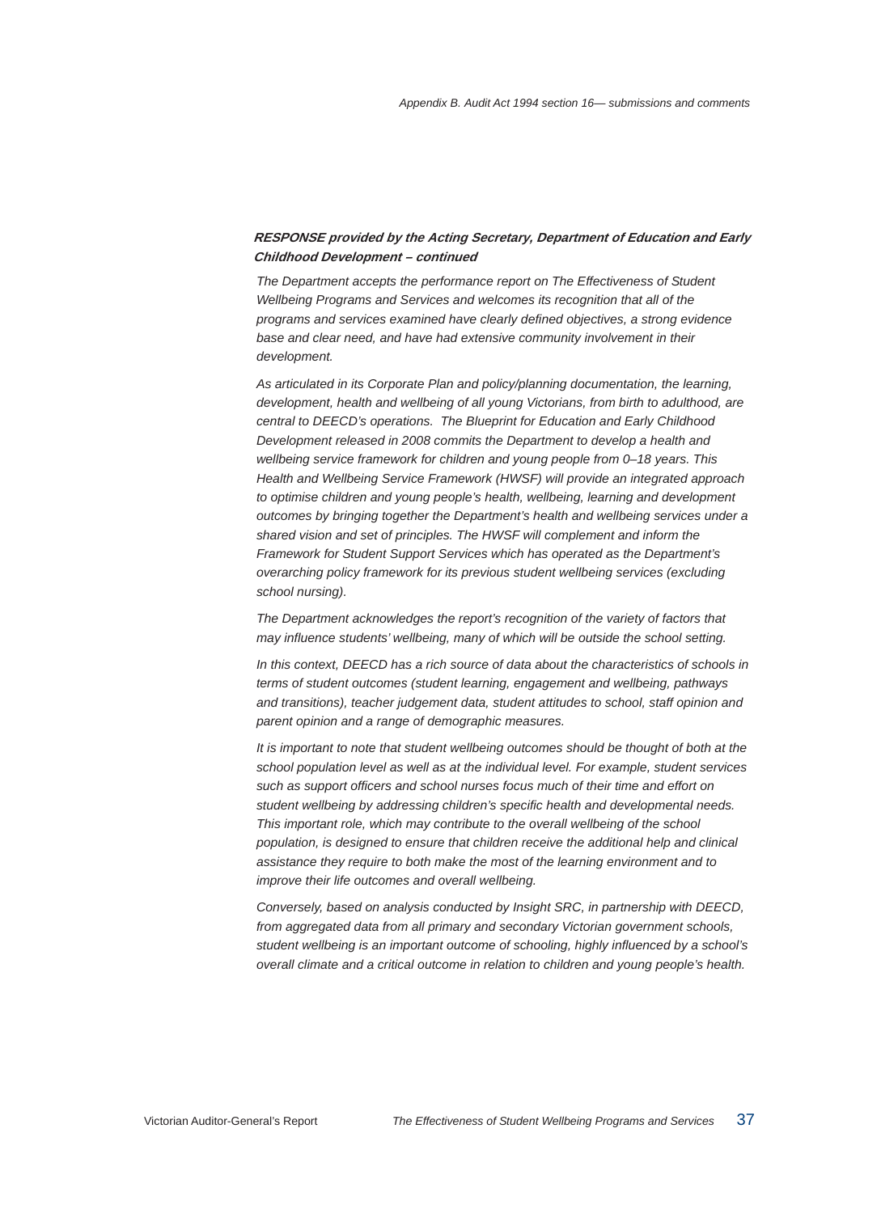***RESPONSE provided by the Acting Secretary, Department of Education and Early Childhood Development – continued***

*The Department accepts the performance report on The Effectiveness of Student Wellbeing Programs and Services and welcomes its recognition that all of the programs and services examined have clearly defined objectives, a strong evidence base and clear need, and have had extensive community involvement in their development.*

*As articulated in its Corporate Plan and policy/planning documentation, the learning, development, health and wellbeing of all young Victorians, from birth to adulthood, are central to DEECD's operations. The Blueprint for Education and Early Childhood Development released in 2008 commits the Department to develop a health and wellbeing service framework for children and young people from 0–18 years. This Health and Wellbeing Service Framework (HWSF) will provide an integrated approach to optimise children and young people's health, wellbeing, learning and development outcomes by bringing together the Department's health and wellbeing services under a shared vision and set of principles. The HWSF will complement and inform the Framework for Student Support Services which has operated as the Department's overarching policy framework for its previous student wellbeing services (excluding school nursing).*

*The Department acknowledges the report's recognition of the variety of factors that may influence students' wellbeing, many of which will be outside the school setting.*

*In this context, DEECD has a rich source of data about the characteristics of schools in terms of student outcomes (student learning, engagement and wellbeing, pathways and transitions), teacher judgement data, student attitudes to school, staff opinion and parent opinion and a range of demographic measures.*

*It is important to note that student wellbeing outcomes should be thought of both at the school population level as well as at the individual level. For example, student services such as support officers and school nurses focus much of their time and effort on student wellbeing by addressing children's specific health and developmental needs. This important role, which may contribute to the overall wellbeing of the school population, is designed to ensure that children receive the additional help and clinical assistance they require to both make the most of the learning environment and to improve their life outcomes and overall wellbeing.*

*Conversely, based on analysis conducted by Insight SRC, in partnership with DEECD, from aggregated data from all primary and secondary Victorian government schools, student wellbeing is an important outcome of schooling, highly influenced by a school's overall climate and a critical outcome in relation to children and young people's health.*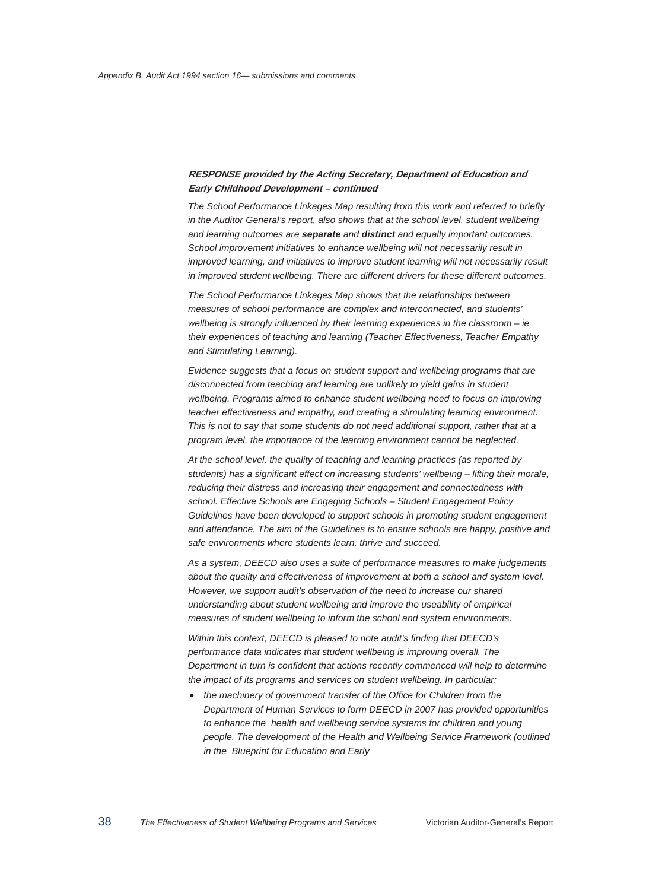***RESPONSE provided by the Acting Secretary, Department of Education and Early Childhood Development – continued***

*The School Performance Linkages Map resulting from this work and referred to briefly in the Auditor General's report, also shows that at the school level, student wellbeing and learning outcomes are **separate** and **distinct** and equally important outcomes. School improvement initiatives to enhance wellbeing will not necessarily result in improved learning, and initiatives to improve student learning will not necessarily result in improved student wellbeing. There are different drivers for these different outcomes.*

*The School Performance Linkages Map shows that the relationships between measures of school performance are complex and interconnected, and students' wellbeing is strongly influenced by their learning experiences in the classroom – ie their experiences of teaching and learning (Teacher Effectiveness, Teacher Empathy and Stimulating Learning).*

*Evidence suggests that a focus on student support and wellbeing programs that are disconnected from teaching and learning are unlikely to yield gains in student wellbeing. Programs aimed to enhance student wellbeing need to focus on improving teacher effectiveness and empathy, and creating a stimulating learning environment. This is not to say that some students do not need additional support, rather that at a program level, the importance of the learning environment cannot be neglected.*

*At the school level, the quality of teaching and learning practices (as reported by students) has a significant effect on increasing students' wellbeing – lifting their morale, reducing their distress and increasing their engagement and connectedness with school. Effective Schools are Engaging Schools – Student Engagement Policy Guidelines have been developed to support schools in promoting student engagement and attendance. The aim of the Guidelines is to ensure schools are happy, positive and safe environments where students learn, thrive and succeed.*

*As a system, DEECD also uses a suite of performance measures to make judgements about the quality and effectiveness of improvement at both a school and system level. However, we support audit's observation of the need to increase our shared understanding about student wellbeing and improve the useability of empirical measures of student wellbeing to inform the school and system environments.*

*Within this context, DEECD is pleased to note audit's finding that DEECD's performance data indicates that student wellbeing is improving overall. The Department in turn is confident that actions recently commenced will help to determine the impact of its programs and services on student wellbeing. In particular:*

- *the machinery of government transfer of the Office for Children from the Department of Human Services to form DEECD in 2007 has provided opportunities to enhance the health and wellbeing service systems for children and young people. The development of the Health and Wellbeing Service Framework (outlined in the Blueprint for Education and Early*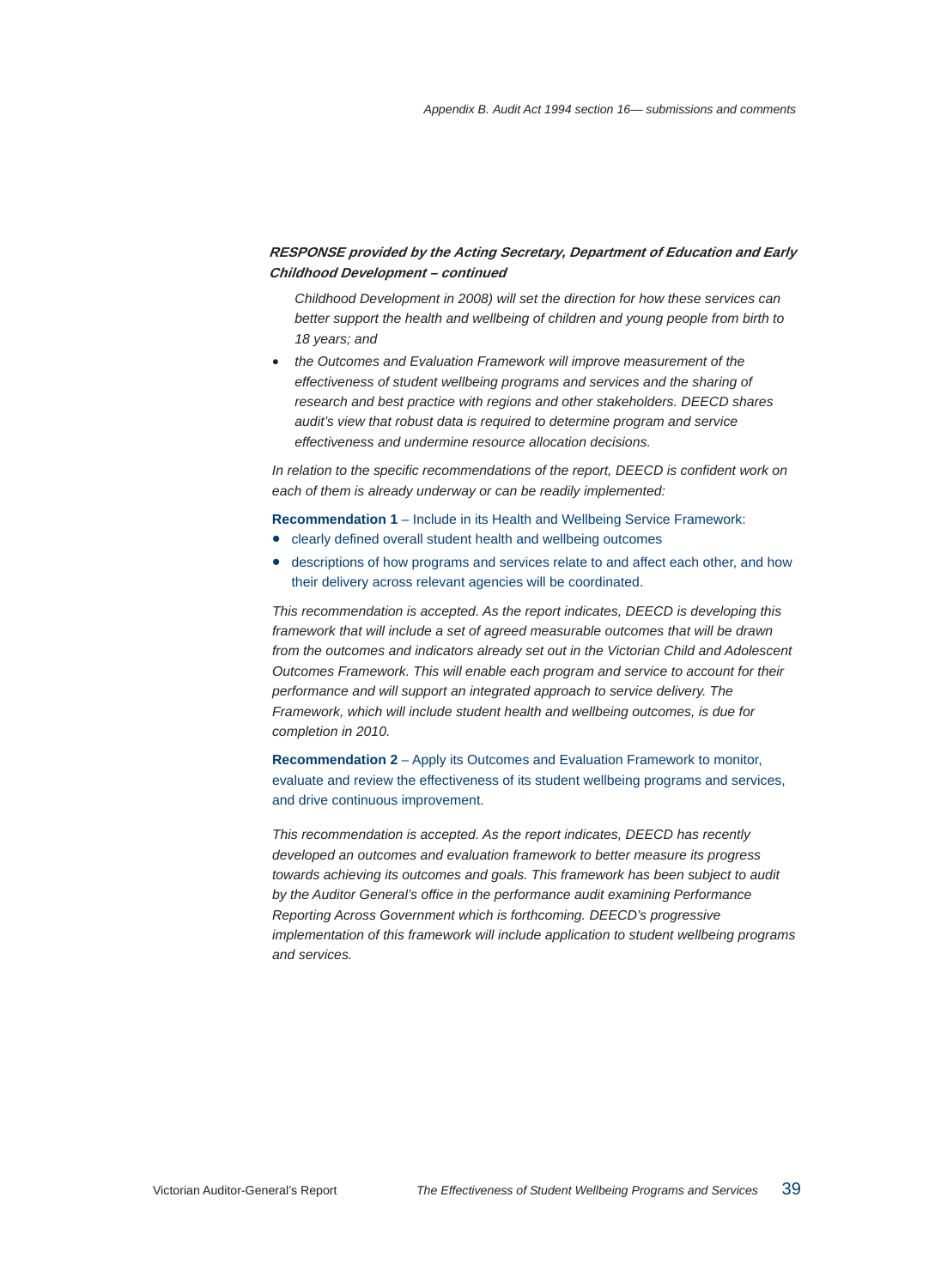***RESPONSE provided by the Acting Secretary, Department of Education and Early Childhood Development – continued***

*Childhood Development in 2008) will set the direction for how these services can better support the health and wellbeing of children and young people from birth to 18 years; and*

- *the Outcomes and Evaluation Framework will improve measurement of the effectiveness of student wellbeing programs and services and the sharing of research and best practice with regions and other stakeholders. DEECD shares audit's view that robust data is required to determine program and service effectiveness and undermine resource allocation decisions.*

*In relation to the specific recommendations of the report, DEECD is confident work on each of them is already underway or can be readily implemented:*

**Recommendation 1** – Include in its Health and Wellbeing Service Framework:

- clearly defined overall student health and wellbeing outcomes
- descriptions of how programs and services relate to and affect each other, and how their delivery across relevant agencies will be coordinated.

*This recommendation is accepted. As the report indicates, DEECD is developing this framework that will include a set of agreed measurable outcomes that will be drawn from the outcomes and indicators already set out in the Victorian Child and Adolescent Outcomes Framework. This will enable each program and service to account for their performance and will support an integrated approach to service delivery. The Framework, which will include student health and wellbeing outcomes, is due for completion in 2010.*

**Recommendation 2** – Apply its Outcomes and Evaluation Framework to monitor, evaluate and review the effectiveness of its student wellbeing programs and services, and drive continuous improvement.

*This recommendation is accepted. As the report indicates, DEECD has recently developed an outcomes and evaluation framework to better measure its progress towards achieving its outcomes and goals. This framework has been subject to audit by the Auditor General's office in the performance audit examining Performance Reporting Across Government which is forthcoming. DEECD's progressive implementation of this framework will include application to student wellbeing programs and services.*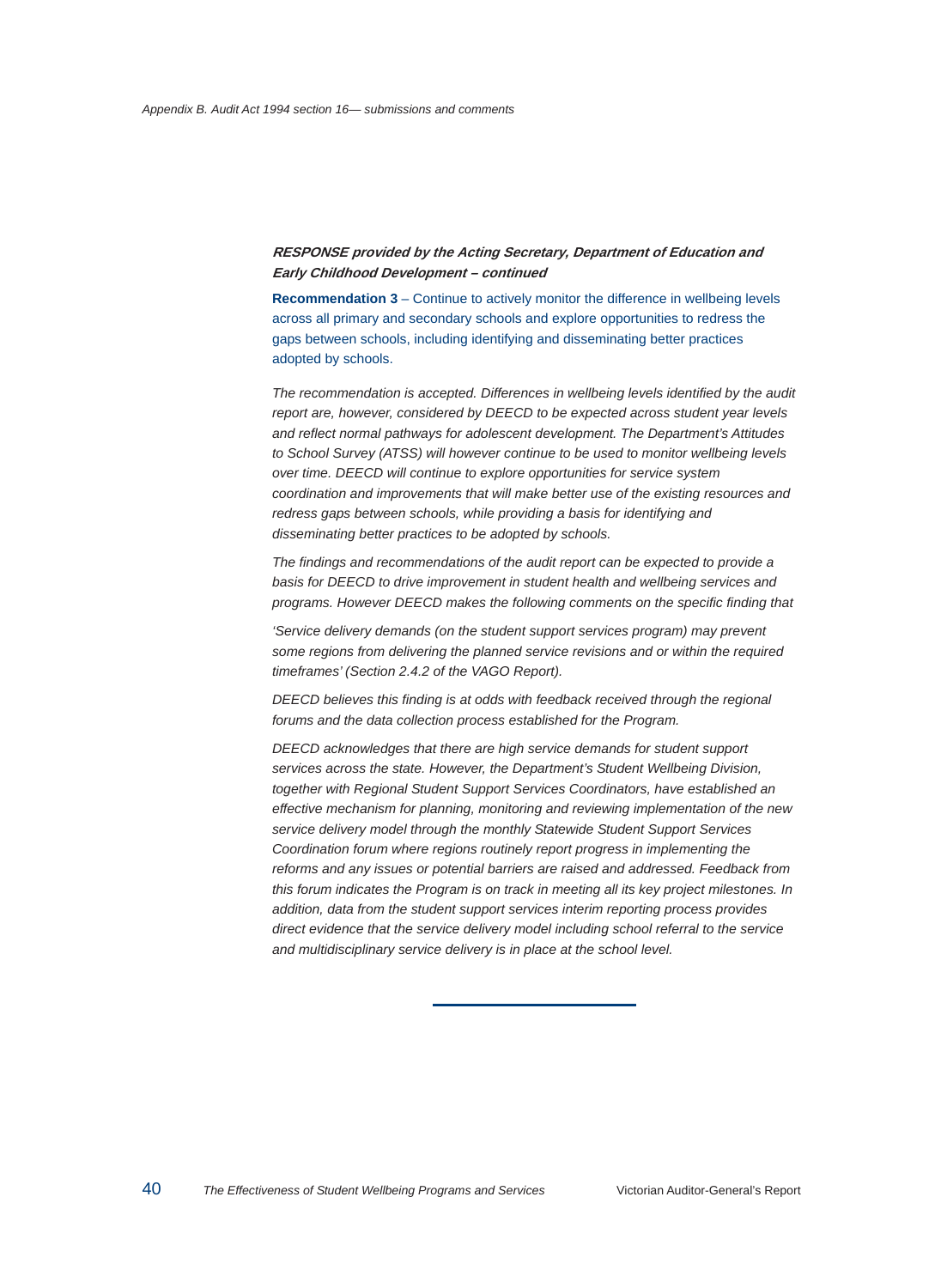***RESPONSE provided by the Acting Secretary, Department of Education and Early Childhood Development – continued***

**Recommendation 3** – Continue to actively monitor the difference in wellbeing levels across all primary and secondary schools and explore opportunities to redress the gaps between schools, including identifying and disseminating better practices adopted by schools.

*The recommendation is accepted. Differences in wellbeing levels identified by the audit report are, however, considered by DEECD to be expected across student year levels and reflect normal pathways for adolescent development. The Department's Attitudes to School Survey (ATSS) will however continue to be used to monitor wellbeing levels over time. DEECD will continue to explore opportunities for service system coordination and improvements that will make better use of the existing resources and redress gaps between schools, while providing a basis for identifying and disseminating better practices to be adopted by schools.*

*The findings and recommendations of the audit report can be expected to provide a basis for DEECD to drive improvement in student health and wellbeing services and programs. However DEECD makes the following comments on the specific finding that*

*'Service delivery demands (on the student support services program) may prevent some regions from delivering the planned service revisions and or within the required timeframes' (Section 2.4.2 of the VAGO Report).*

*DEECD believes this finding is at odds with feedback received through the regional forums and the data collection process established for the Program.*

*DEECD acknowledges that there are high service demands for student support services across the state. However, the Department's Student Wellbeing Division, together with Regional Student Support Services Coordinators, have established an effective mechanism for planning, monitoring and reviewing implementation of the new service delivery model through the monthly Statewide Student Support Services Coordination forum where regions routinely report progress in implementing the reforms and any issues or potential barriers are raised and addressed. Feedback from this forum indicates the Program is on track in meeting all its key project milestones. In addition, data from the student support services interim reporting process provides direct evidence that the service delivery model including school referral to the service and multidisciplinary service delivery is in place at the school level.*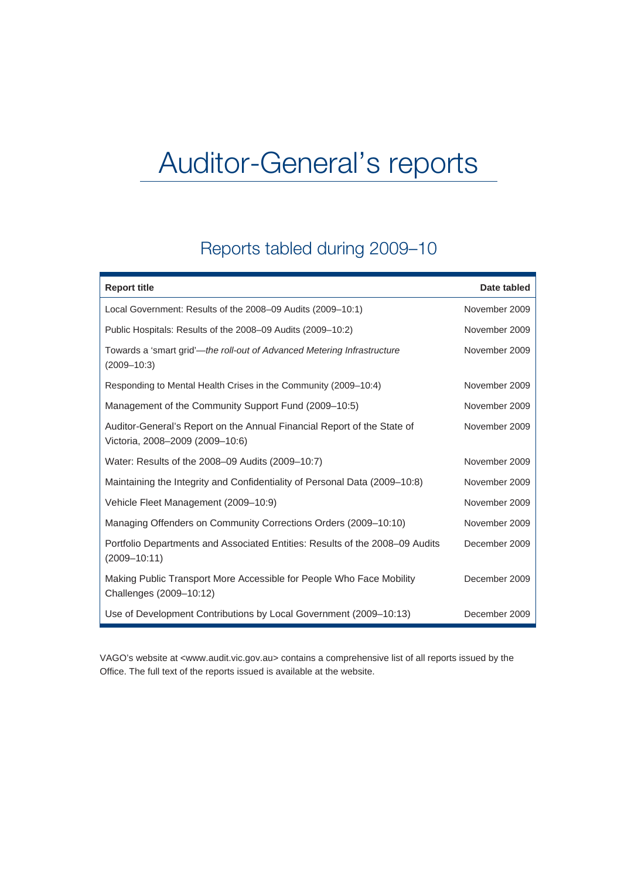# Auditor-General's reports

## Reports tabled during 2009–10

| Report title | Date tabled |
|---|---|
| Local Government: Results of the 2008–09 Audits (2009–10:1) | November 2009 |
| Public Hospitals: Results of the 2008–09 Audits (2009–10:2) | November 2009 |
| Towards a 'smart grid'—*the roll-out of Advanced Metering Infrastructure* (2009–10:3) | November 2009 |
| Responding to Mental Health Crises in the Community (2009–10:4) | November 2009 |
| Management of the Community Support Fund (2009–10:5) | November 2009 |
| Auditor-General's Report on the Annual Financial Report of the State of Victoria, 2008–2009 (2009–10:6) | November 2009 |
| Water: Results of the 2008–09 Audits (2009–10:7) | November 2009 |
| Maintaining the Integrity and Confidentiality of Personal Data (2009–10:8) | November 2009 |
| Vehicle Fleet Management (2009–10:9) | November 2009 |
| Managing Offenders on Community Corrections Orders (2009–10:10) | November 2009 |
| Portfolio Departments and Associated Entities: Results of the 2008–09 Audits (2009–10:11) | December 2009 |
| Making Public Transport More Accessible for People Who Face Mobility Challenges (2009–10:12) | December 2009 |
| Use of Development Contributions by Local Government (2009–10:13) | December 2009 |

VAGO's website at <www.audit.vic.gov.au> contains a comprehensive list of all reports issued by the Office. The full text of the reports issued is available at the website.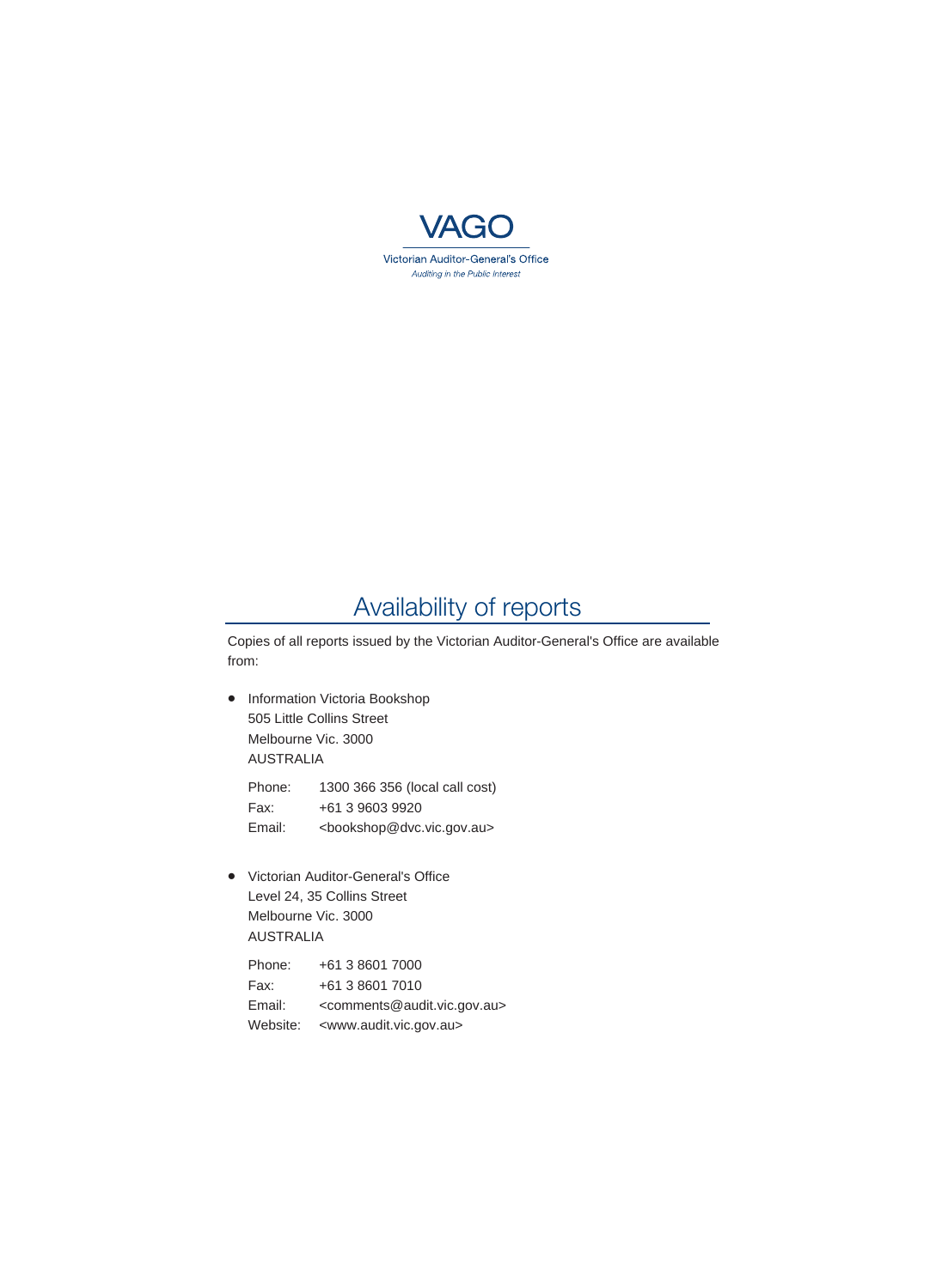VAGO

Victorian Auditor-General's Office

*Auditing in the Public Interest*

# Availability of reports

Copies of all reports issued by the Victorian Auditor-General's Office are available from:

- Information Victoria Bookshop
  505 Little Collins Street
  Melbourne Vic. 3000
  AUSTRALIA

  Phone: 1300 366 356 (local call cost)
  Fax: +61 3 9603 9920
  Email: <bookshop@dvc.vic.gov.au>

- Victorian Auditor-General's Office
  Level 24, 35 Collins Street
  Melbourne Vic. 3000
  AUSTRALIA

  Phone: +61 3 8601 7000
  Fax: +61 3 8601 7010
  Email: <comments@audit.vic.gov.au>
  Website: <www.audit.vic.gov.au>